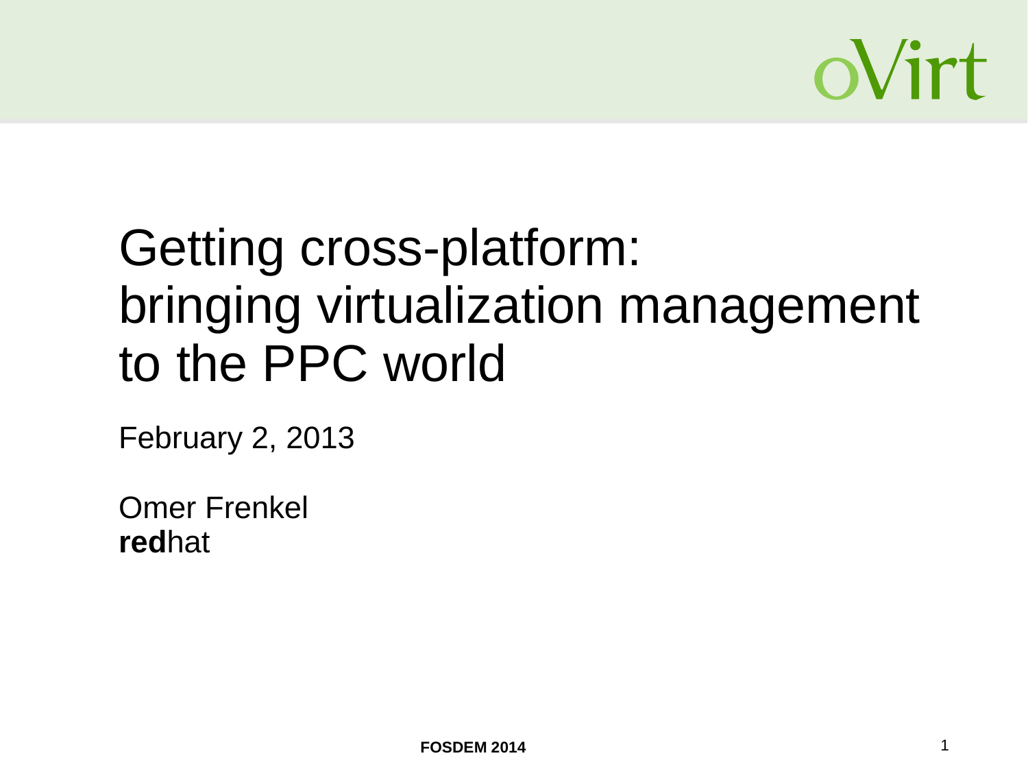# Getting cross-platform: bringing virtualization management to the PPC world

February 2, 2013

Omer Frenkel
**red**hat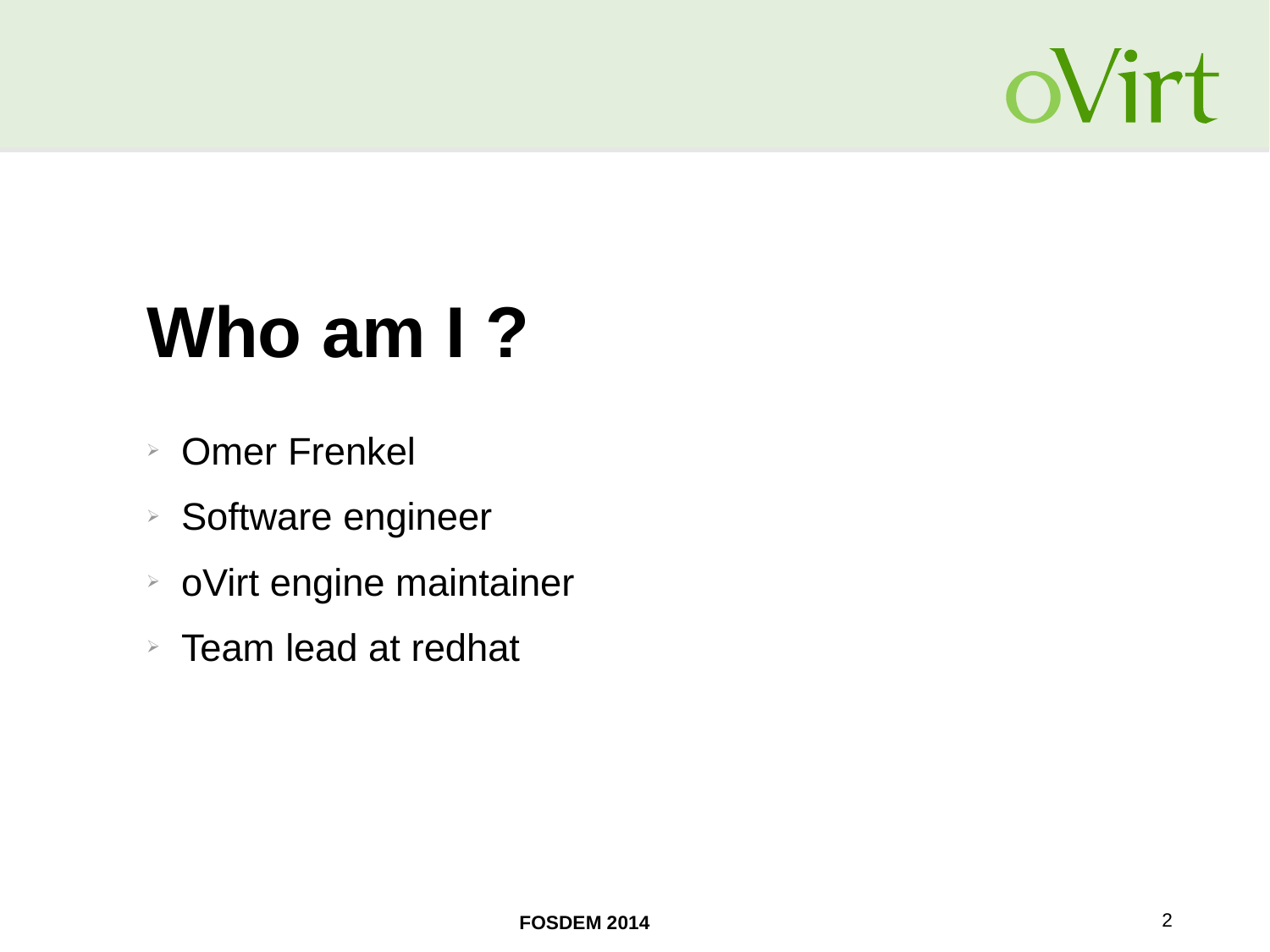# Who am I ?

- Omer Frenkel
- Software engineer
- oVirt engine maintainer
- Team lead at redhat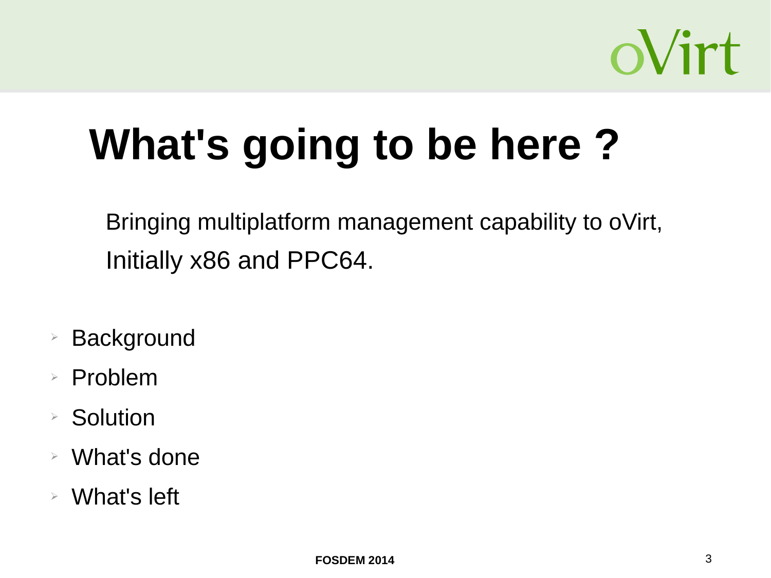# What's going to be here ?

Bringing multiplatform management capability to oVirt, Initially x86 and PPC64.

- Background
- Problem
- Solution
- What's done
- What's left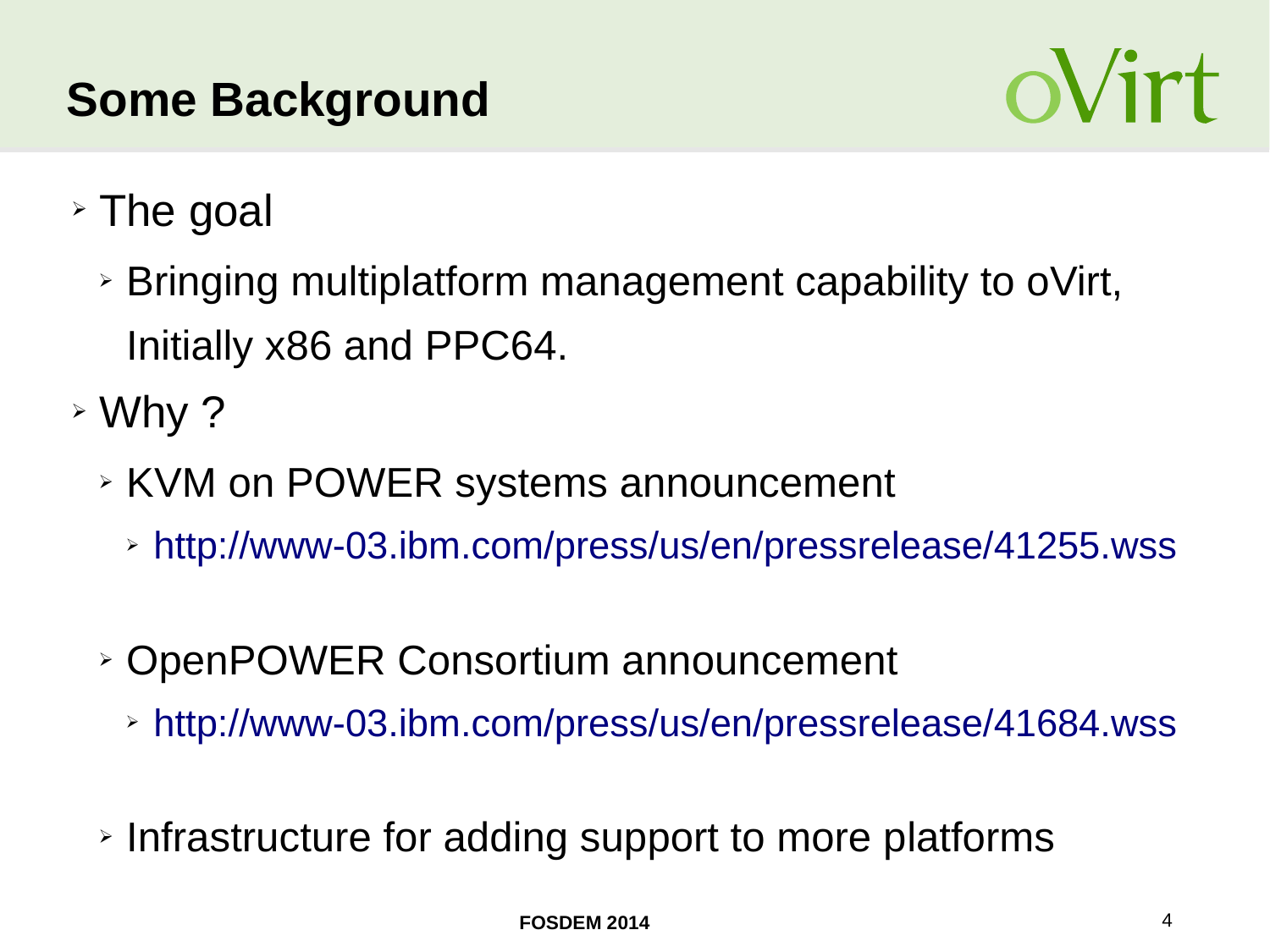# Some Background

- The goal
  - Bringing multiplatform management capability to oVirt, Initially x86 and PPC64.
- Why ?
  - KVM on POWER systems announcement
    - http://www-03.ibm.com/press/us/en/pressrelease/41255.wss
  - OpenPOWER Consortium announcement
    - http://www-03.ibm.com/press/us/en/pressrelease/41684.wss
  - Infrastructure for adding support to more platforms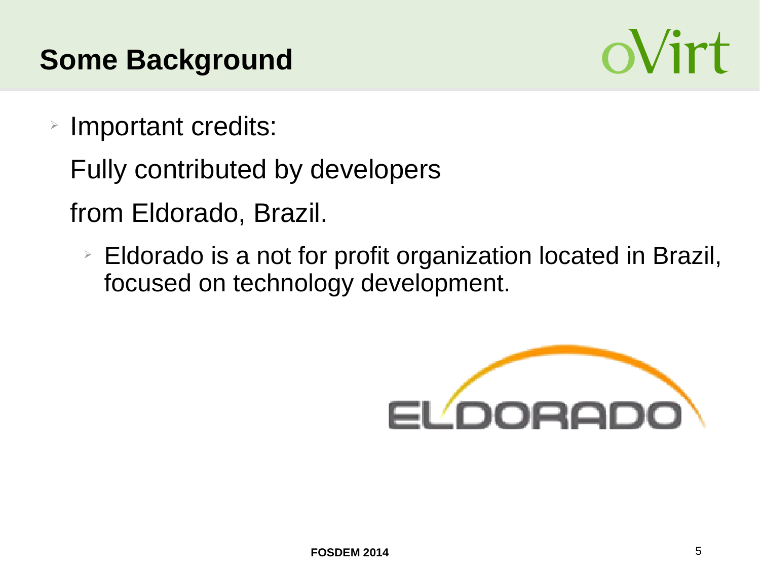# Some Background

- Important credits:

  Fully contributed by developers

  from Eldorado, Brazil.

  - Eldorado is a not for profit organization located in Brazil, focused on technology development.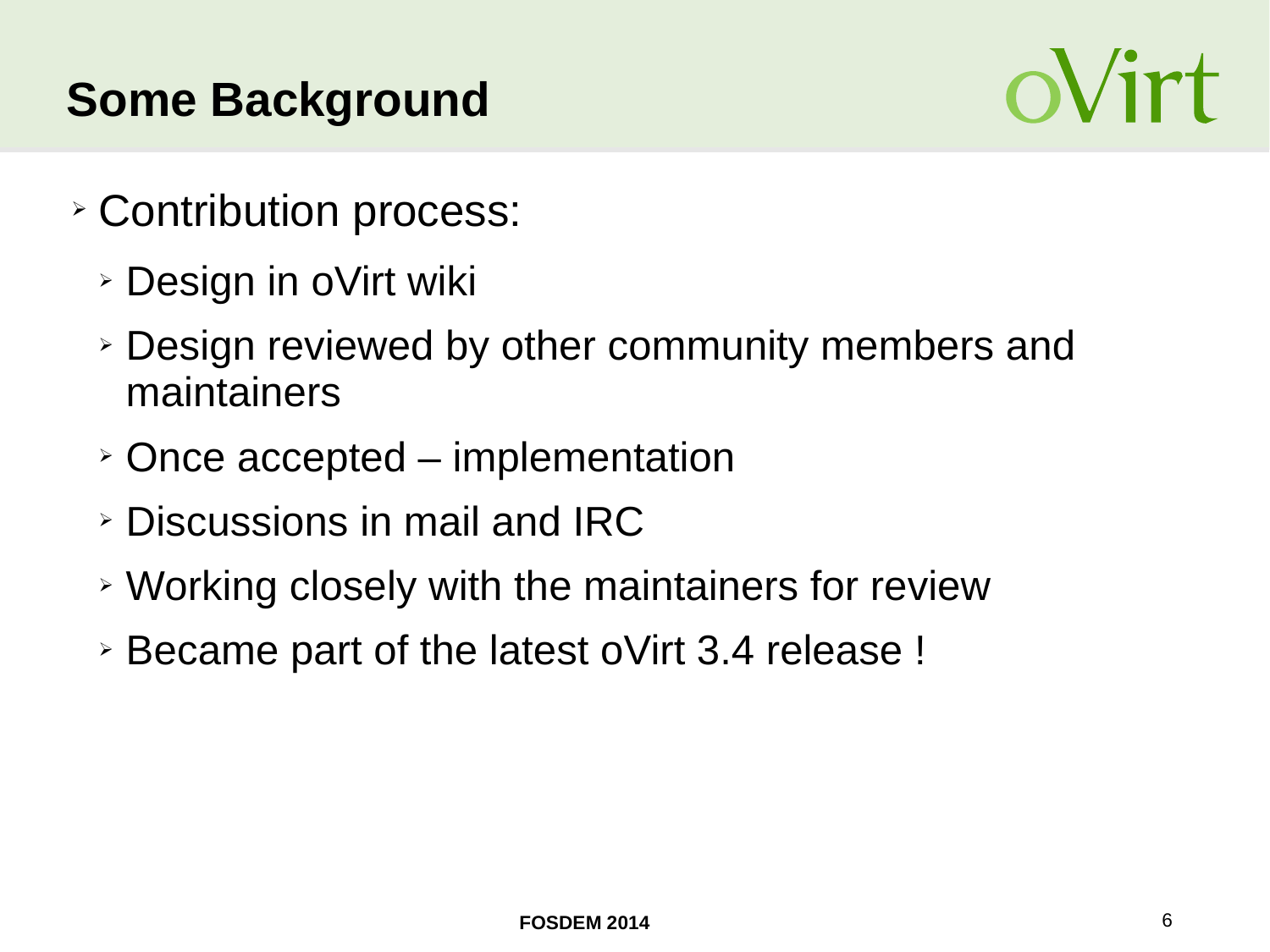# Some Background

- Contribution process:
  - Design in oVirt wiki
  - Design reviewed by other community members and maintainers
  - Once accepted – implementation
  - Discussions in mail and IRC
  - Working closely with the maintainers for review
  - Became part of the latest oVirt 3.4 release !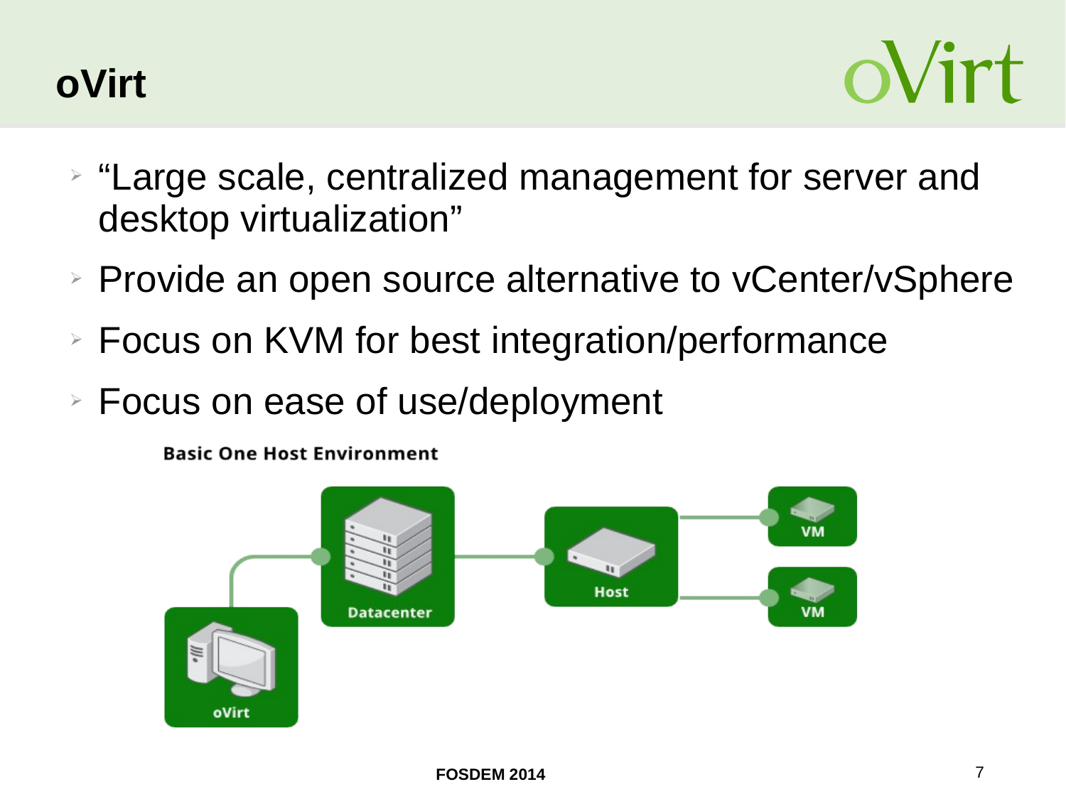# oVirt

- “Large scale, centralized management for server and desktop virtualization”
- Provide an open source alternative to vCenter/vSphere
- Focus on KVM for best integration/performance
- Focus on ease of use/deployment

**Basic One Host Environment**

oVirt — Datacenter — Host — VM, VM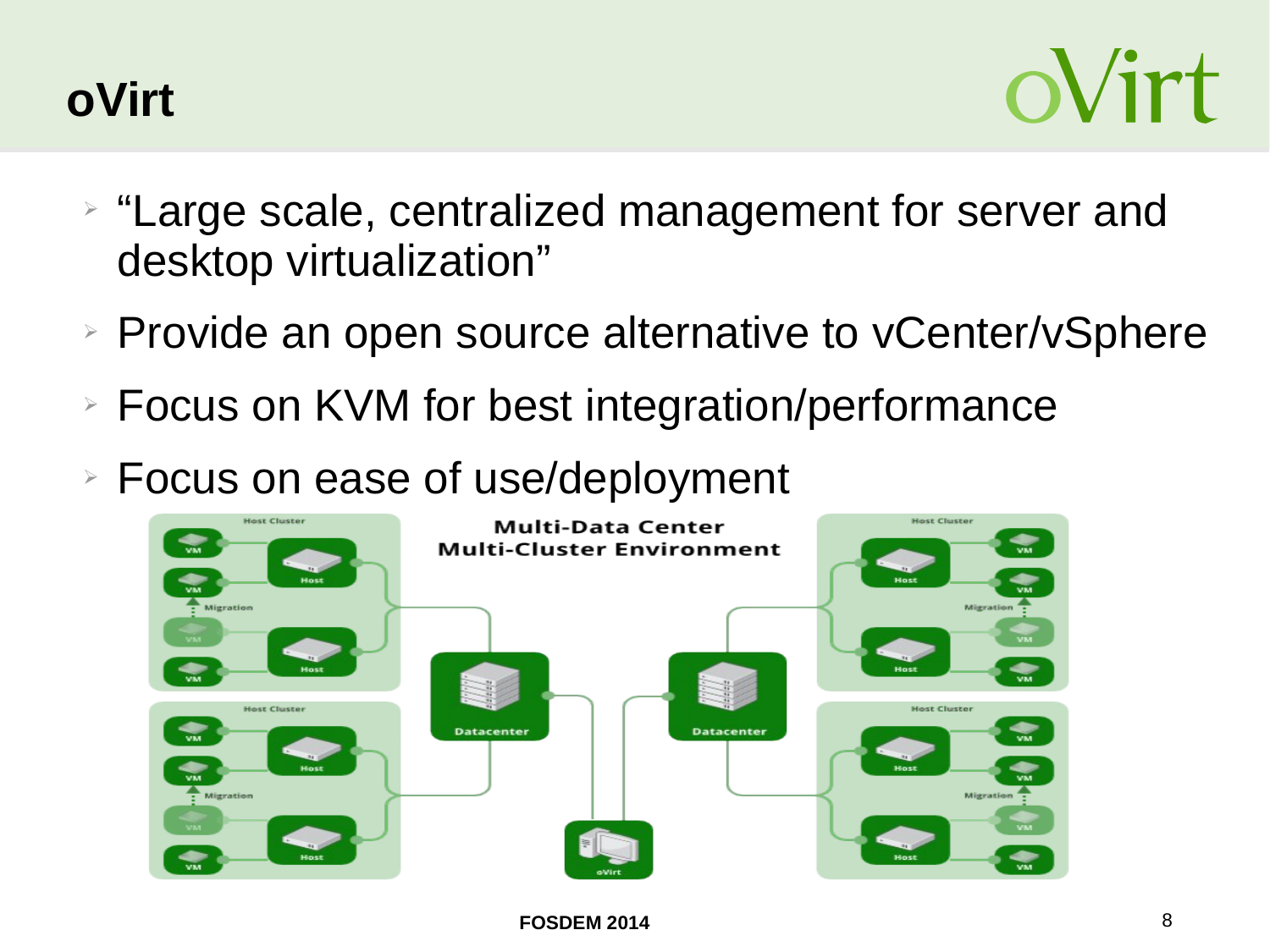# oVirt

- "Large scale, centralized management for server and desktop virtualization"
- Provide an open source alternative to vCenter/vSphere
- Focus on KVM for best integration/performance
- Focus on ease of use/deployment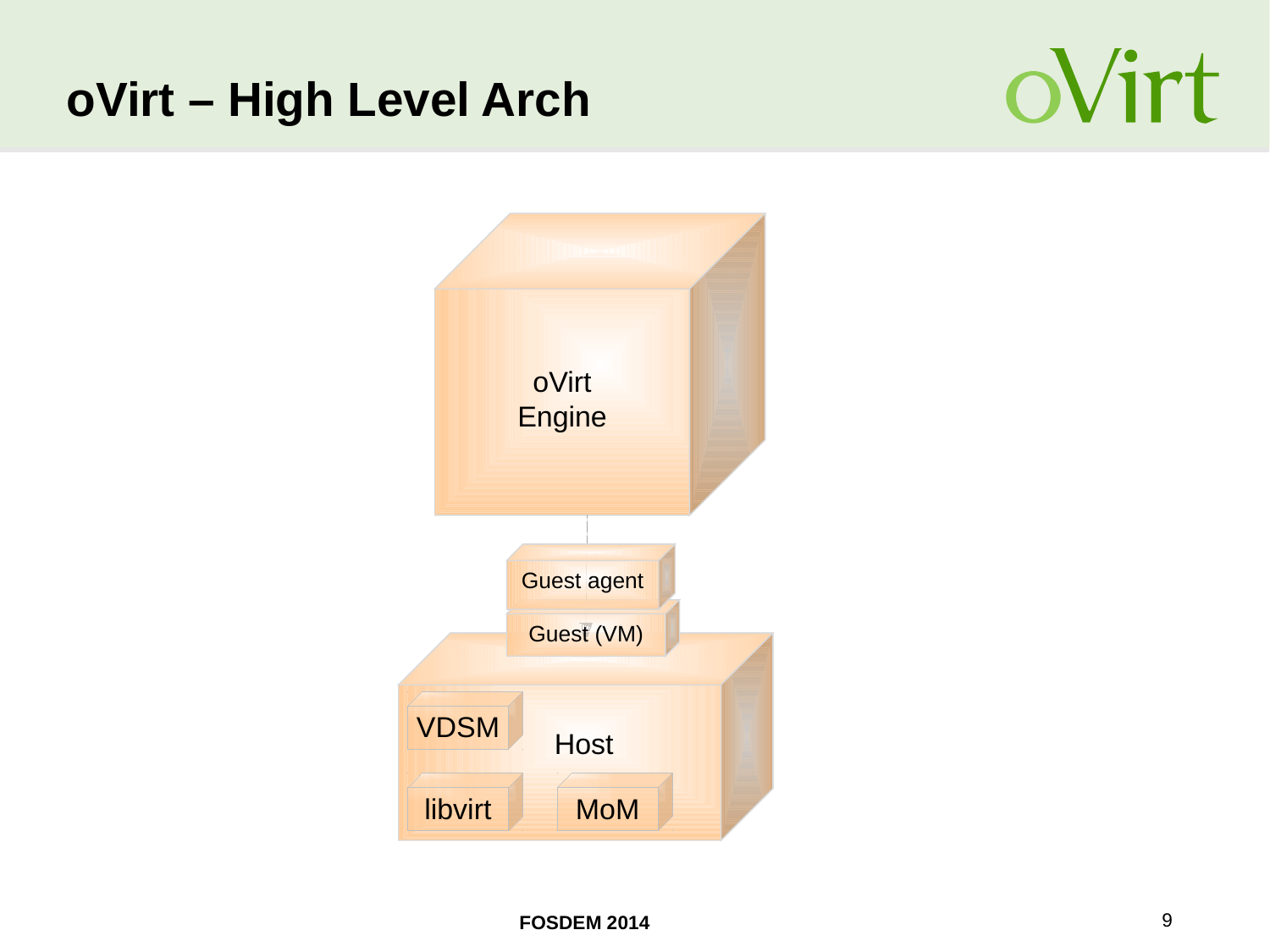# oVirt – High Level Arch

oVirt
Engine

Guest agent

Guest (VM)

VDSM

Host

libvirt

MoM

FOSDEM 2014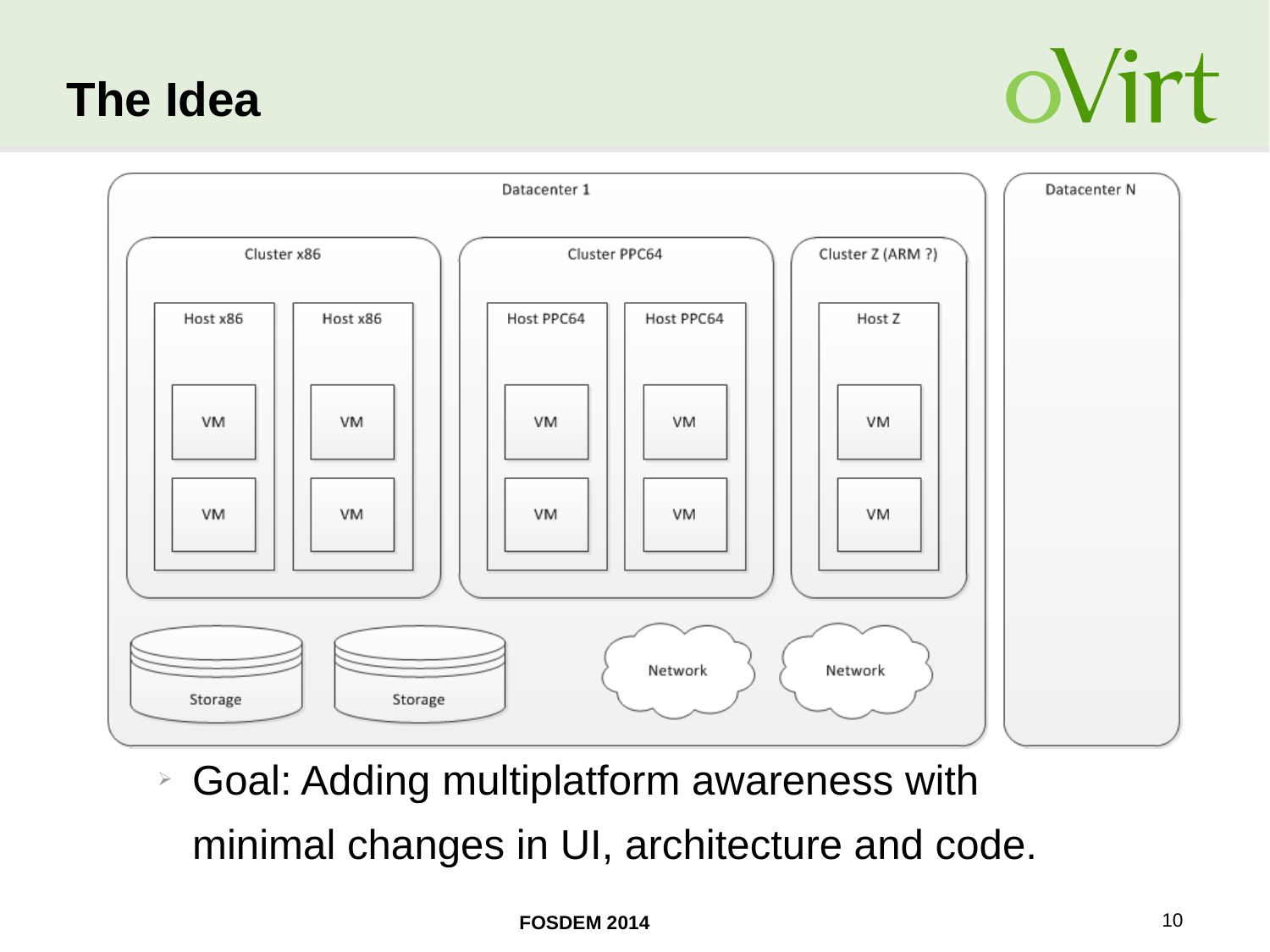# The Idea

Datacenter 1

Cluster x86

Host x86

VM

VM

Host x86

VM

VM

Cluster PPC64

Host PPC64

VM

VM

Host PPC64

VM

VM

Cluster Z (ARM ?)

Host Z

VM

VM

Storage

Storage

Network

Network

Datacenter N

- Goal: Adding multiplatform awareness with minimal changes in UI, architecture and code.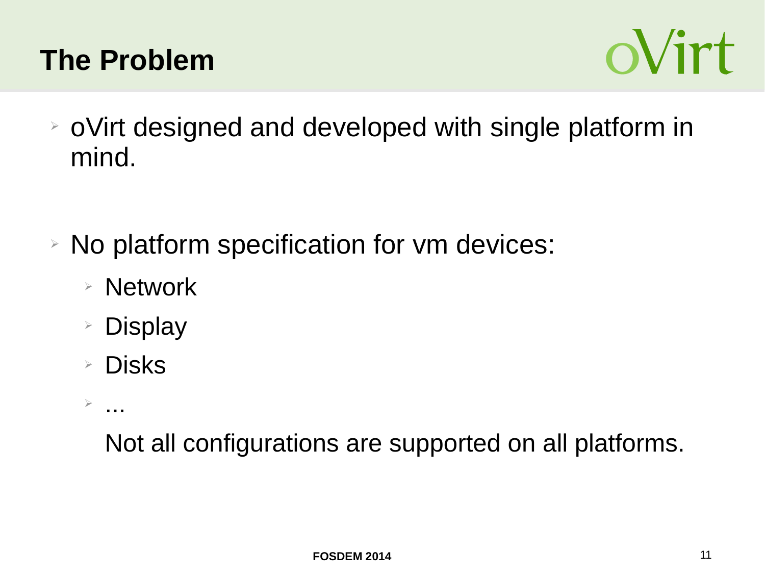# The Problem

- oVirt designed and developed with single platform in mind.
- No platform specification for vm devices:
  - Network
  - Display
  - Disks
  - ...

  Not all configurations are supported on all platforms.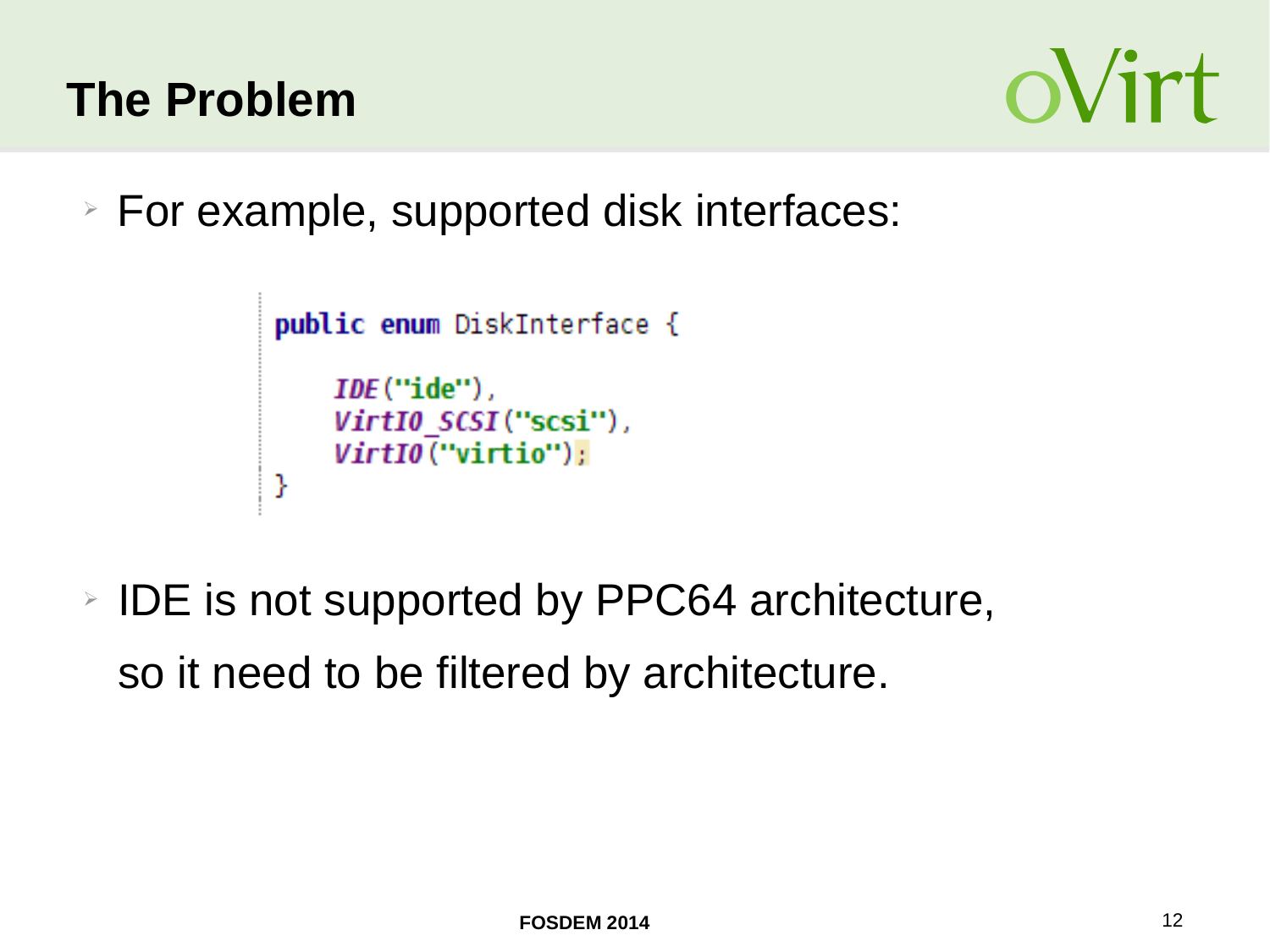# The Problem

- For example, supported disk interfaces:

```
public enum DiskInterface {

    IDE("ide"),
    VirtIO_SCSI("scsi"),
    VirtIO("virtio");
}
```

- IDE is not supported by PPC64 architecture, so it need to be filtered by architecture.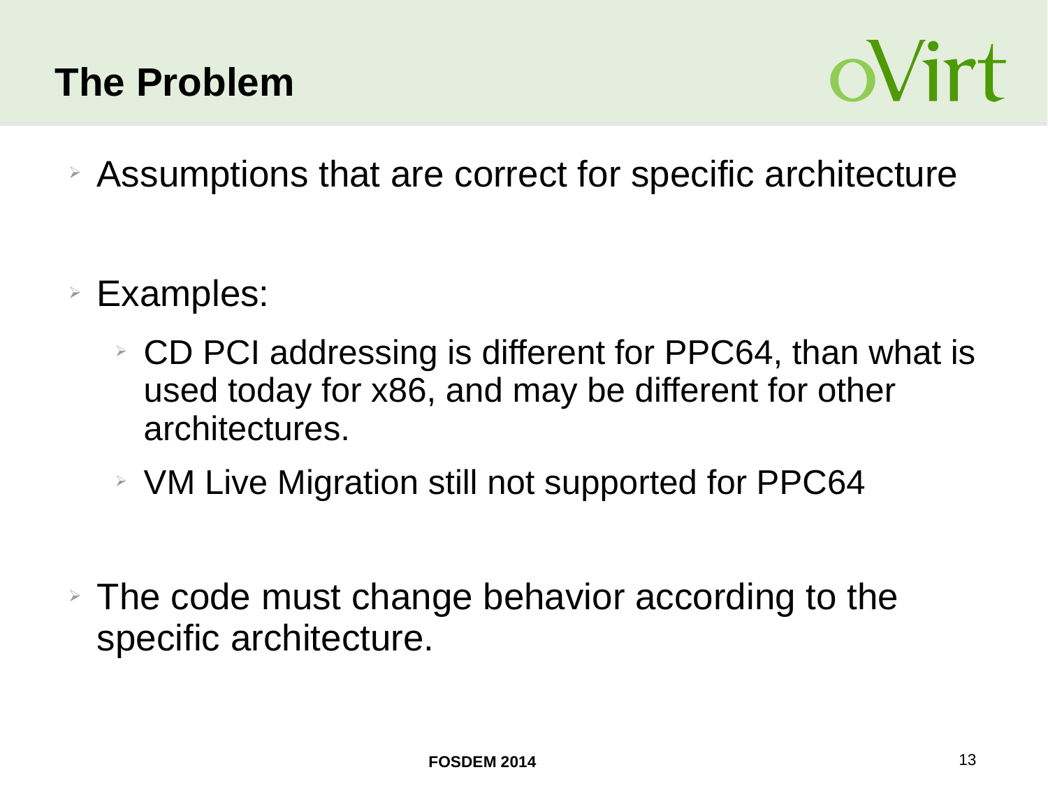# The Problem

- Assumptions that are correct for specific architecture

- Examples:
  - CD PCI addressing is different for PPC64, than what is used today for x86, and may be different for other architectures.
  - VM Live Migration still not supported for PPC64

- The code must change behavior according to the specific architecture.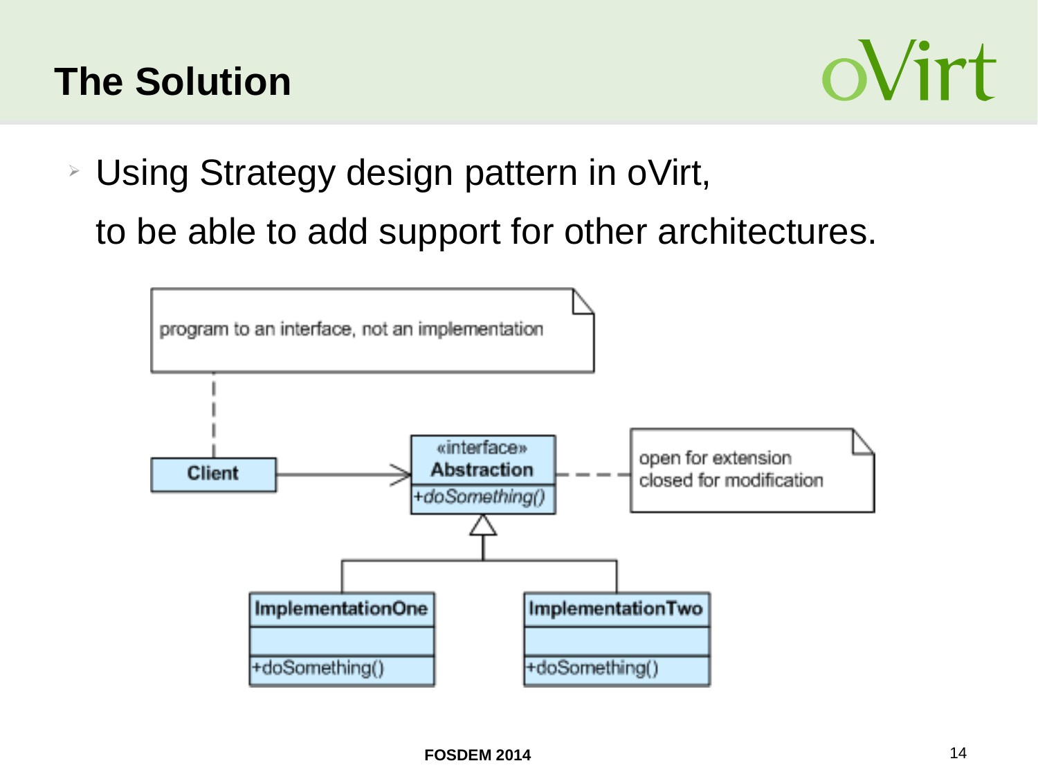# The Solution

- Using Strategy design pattern in oVirt,

  to be able to add support for other architectures.

program to an interface, not an implementation

Client

«interface»
**Abstraction**
*+doSomething()*

open for extension
closed for modification

**ImplementationOne**
+doSomething()

**ImplementationTwo**
+doSomething()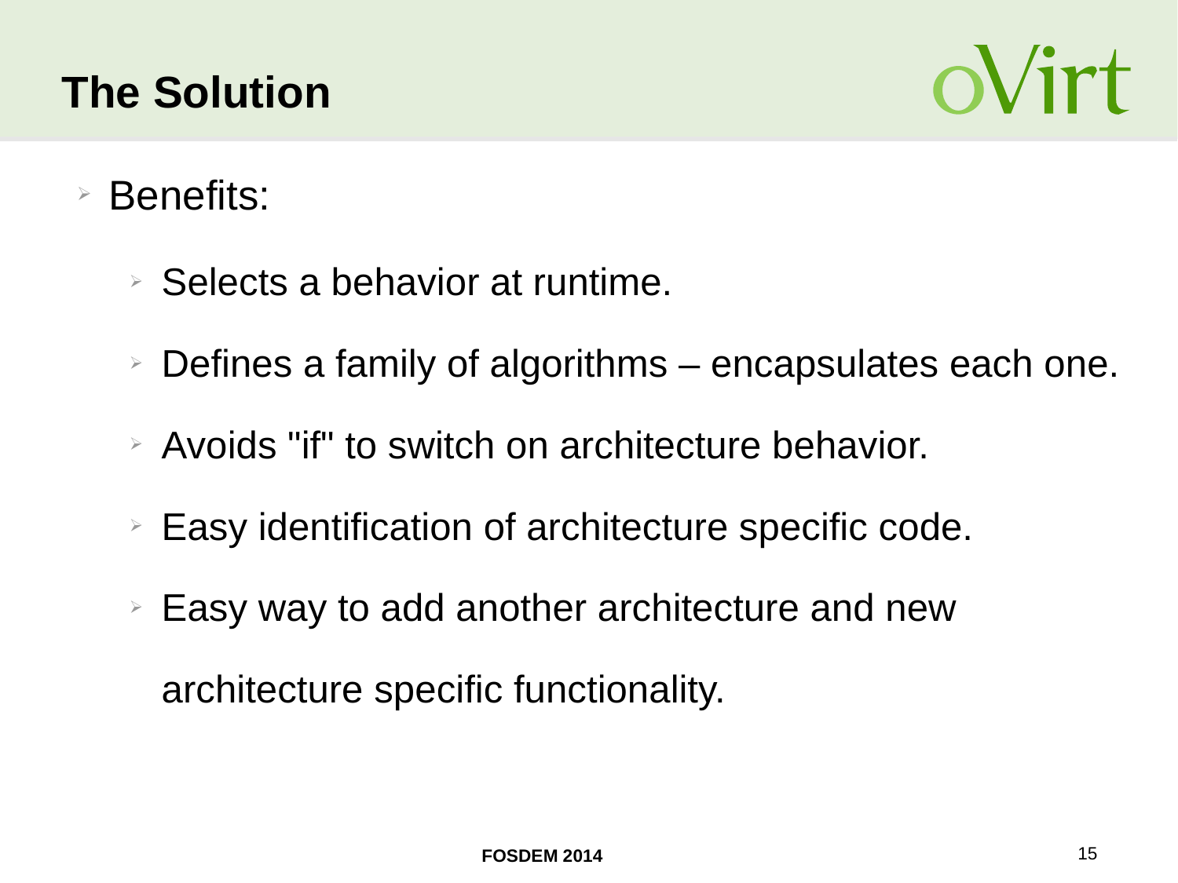# The Solution

- Benefits:
  - Selects a behavior at runtime.
  - Defines a family of algorithms – encapsulates each one.
  - Avoids "if" to switch on architecture behavior.
  - Easy identification of architecture specific code.
  - Easy way to add another architecture and new architecture specific functionality.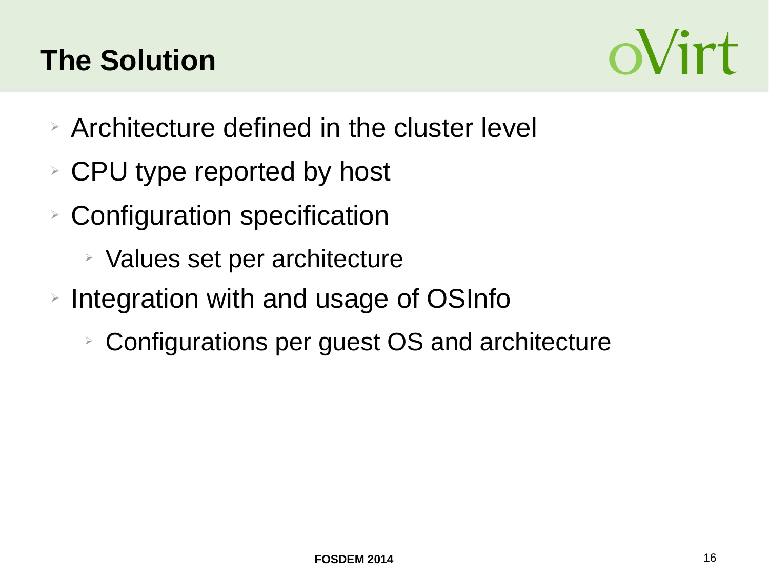# The Solution

- Architecture defined in the cluster level
- CPU type reported by host
- Configuration specification
  - Values set per architecture
- Integration with and usage of OSInfo
  - Configurations per guest OS and architecture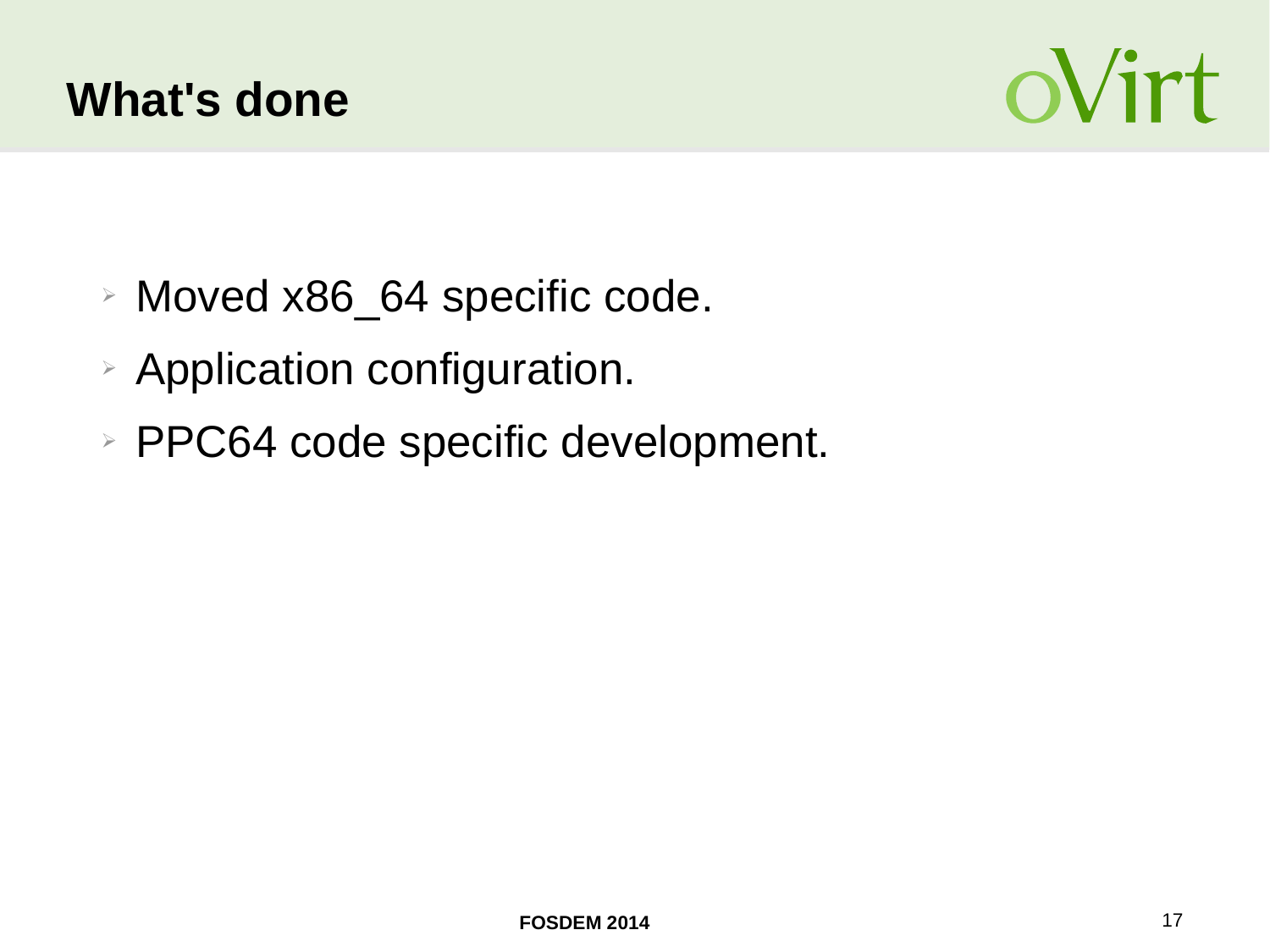# What's done

- Moved x86_64 specific code.
- Application configuration.
- PPC64 code specific development.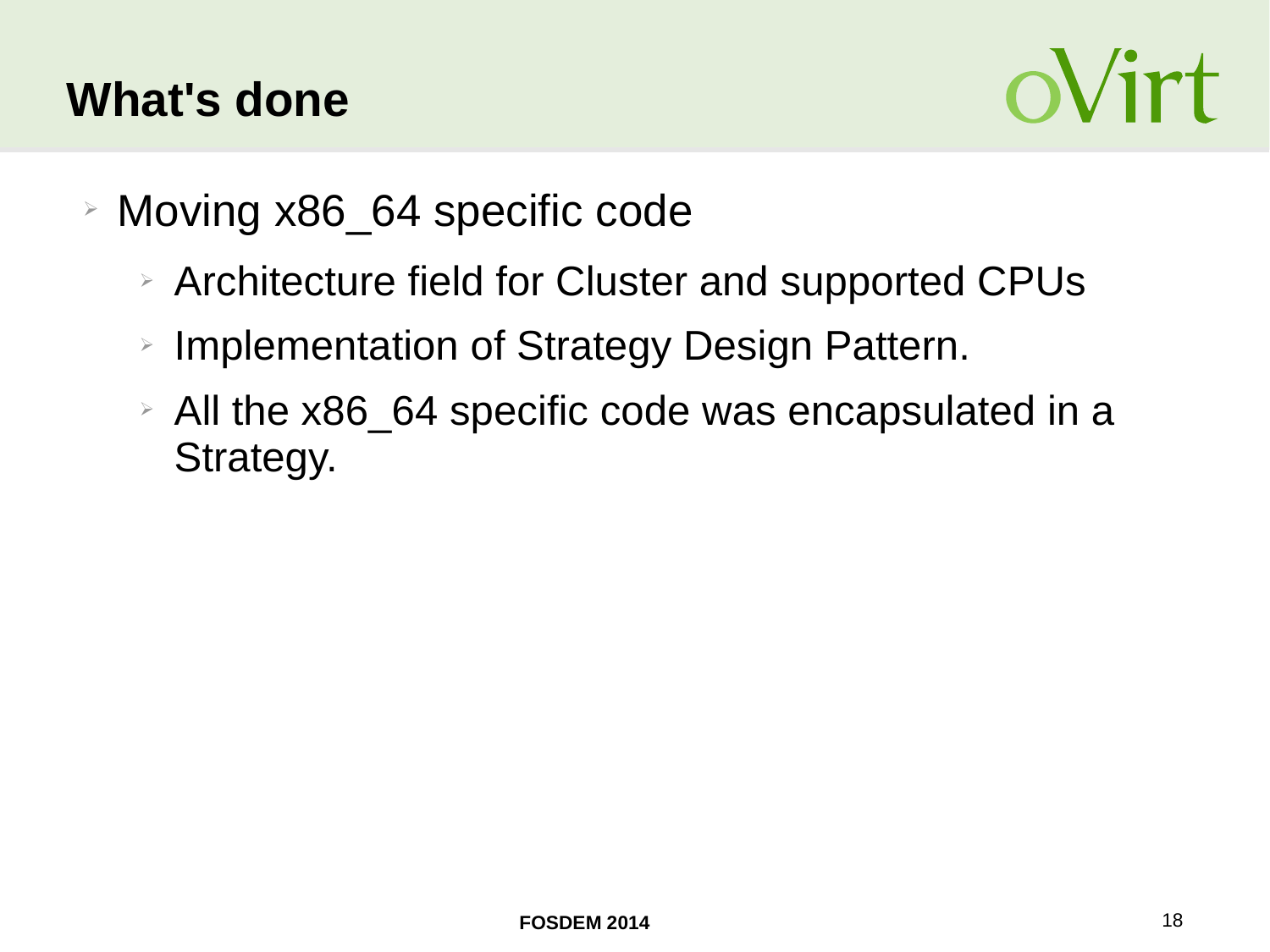# What's done

- Moving x86_64 specific code
  - Architecture field for Cluster and supported CPUs
  - Implementation of Strategy Design Pattern.
  - All the x86_64 specific code was encapsulated in a Strategy.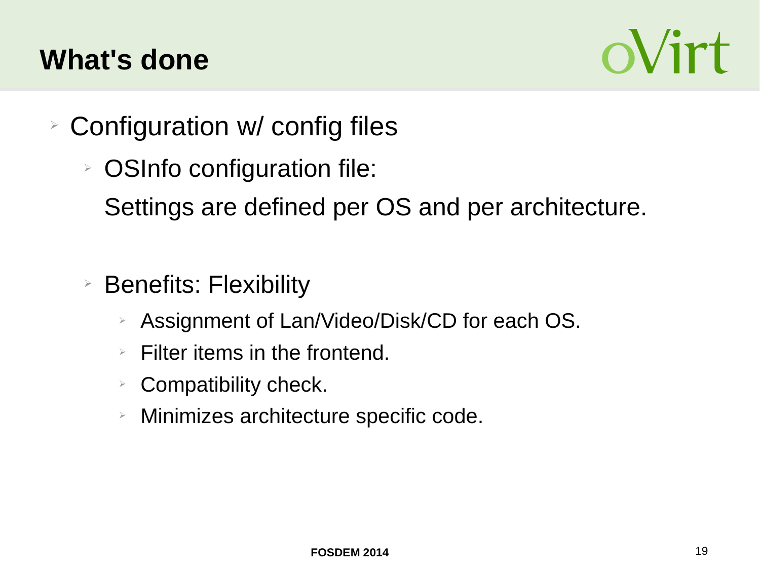# What's done

- Configuration w/ config files
  - OSInfo configuration file:

    Settings are defined per OS and per architecture.

  - Benefits: Flexibility
    - Assignment of Lan/Video/Disk/CD for each OS.
    - Filter items in the frontend.
    - Compatibility check.
    - Minimizes architecture specific code.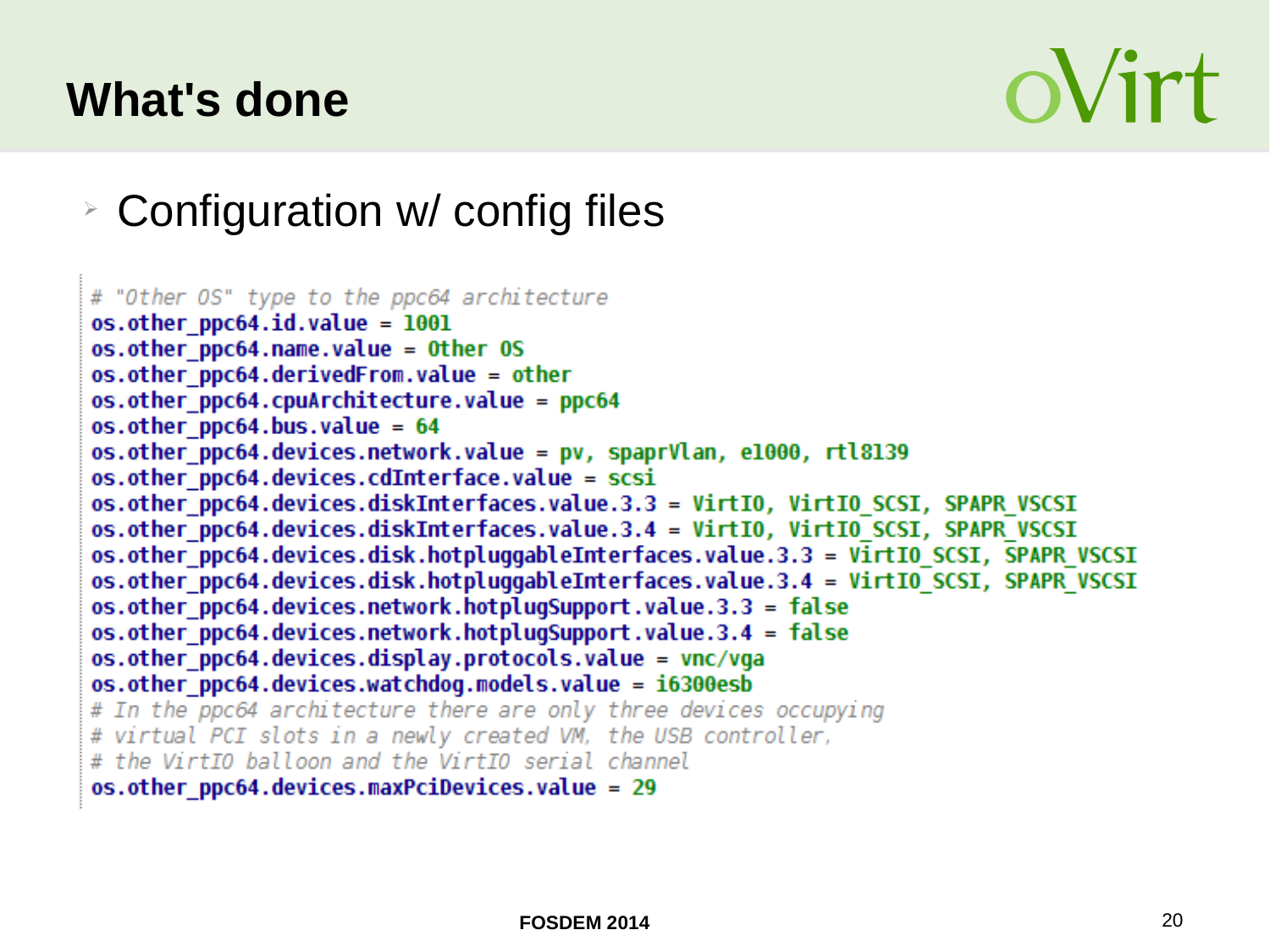# What's done

- Configuration w/ config files

```
# "Other OS" type to the ppc64 architecture
os.other_ppc64.id.value = 1001
os.other_ppc64.name.value = Other OS
os.other_ppc64.derivedFrom.value = other
os.other_ppc64.cpuArchitecture.value = ppc64
os.other_ppc64.bus.value = 64
os.other_ppc64.devices.network.value = pv, spaprVlan, e1000, rtl8139
os.other_ppc64.devices.cdInterface.value = scsi
os.other_ppc64.devices.diskInterfaces.value.3.3 = VirtIO, VirtIO_SCSI, SPAPR_VSCSI
os.other_ppc64.devices.diskInterfaces.value.3.4 = VirtIO, VirtIO_SCSI, SPAPR_VSCSI
os.other_ppc64.devices.disk.hotpluggableInterfaces.value.3.3 = VirtIO_SCSI, SPAPR_VSCSI
os.other_ppc64.devices.disk.hotpluggableInterfaces.value.3.4 = VirtIO_SCSI, SPAPR_VSCSI
os.other_ppc64.devices.network.hotplugSupport.value.3.3 = false
os.other_ppc64.devices.network.hotplugSupport.value.3.4 = false
os.other_ppc64.devices.display.protocols.value = vnc/vga
os.other_ppc64.devices.watchdog.models.value = i6300esb
# In the ppc64 architecture there are only three devices occupying
# virtual PCI slots in a newly created VM, the USB controller,
# the VirtIO balloon and the VirtIO serial channel
os.other_ppc64.devices.maxPciDevices.value = 29
```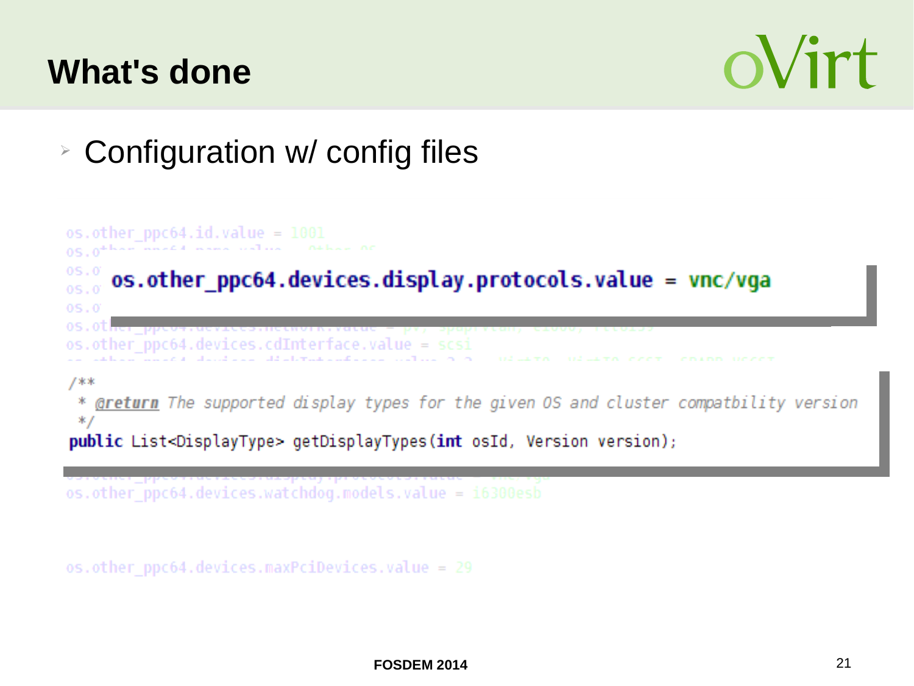# What's done

- Configuration w/ config files

```
os.other_ppc64.id.value = 1001
os.other_ppc64.name.value = Other OS
```

```
os.other_ppc64.devices.display.protocols.value = vnc/vga
```

```
os.other_ppc64.devices.cdInterface.value = scsi
```

```
/**
 * @return The supported display types for the given OS and cluster compatbility version
 */
public List<DisplayType> getDisplayTypes(int osId, Version version);
```

```
os.other_ppc64.devices.watchdog.models.value = i6300esb
```

```
os.other_ppc64.devices.maxPciDevices.value = 29
```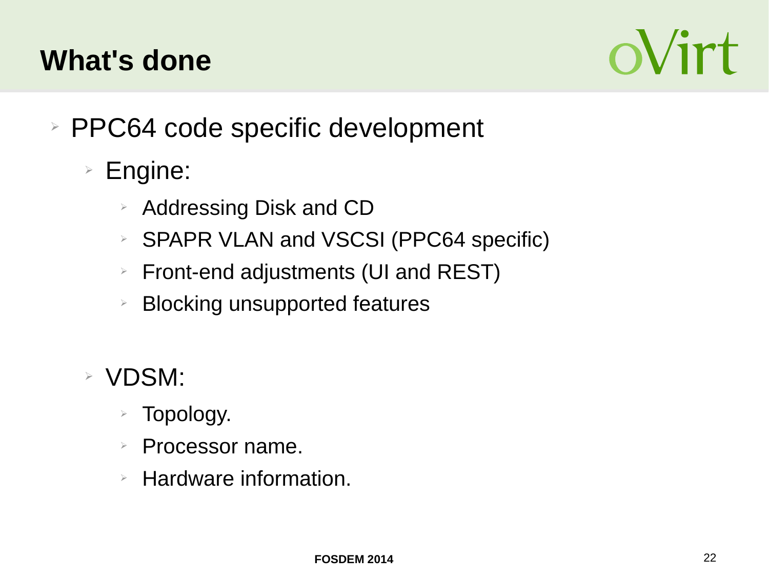# What's done

- PPC64 code specific development
  - Engine:
    - Addressing Disk and CD
    - SPAPR VLAN and VSCSI (PPC64 specific)
    - Front-end adjustments (UI and REST)
    - Blocking unsupported features
  - VDSM:
    - Topology.
    - Processor name.
    - Hardware information.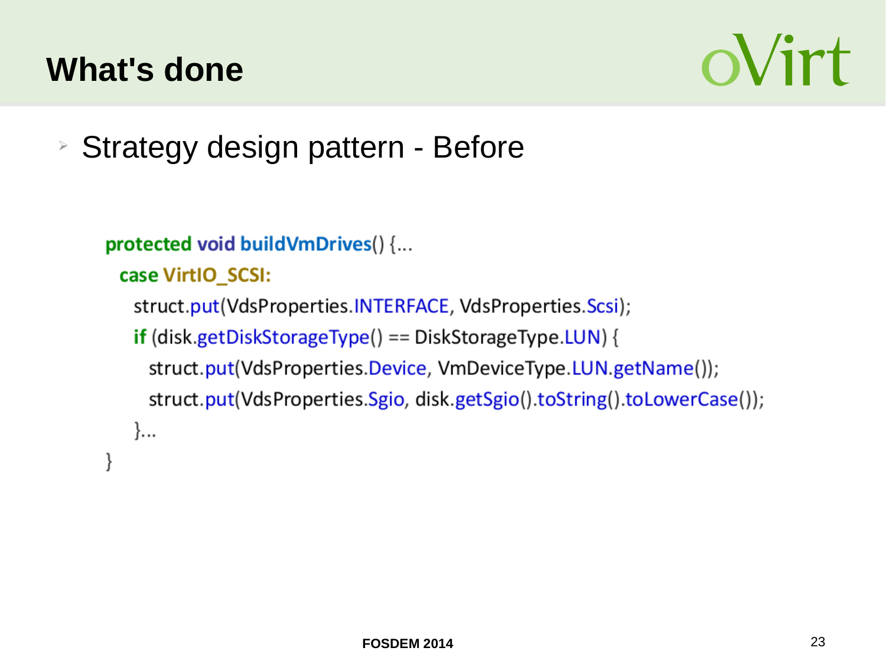# What's done

- Strategy design pattern - Before

```
protected void buildVmDrives() {...
  case VirtIO_SCSI:
    struct.put(VdsProperties.INTERFACE, VdsProperties.Scsi);
    if (disk.getDiskStorageType() == DiskStorageType.LUN) {
      struct.put(VdsProperties.Device, VmDeviceType.LUN.getName());
      struct.put(VdsProperties.Sgio, disk.getSgio().toString().toLowerCase());
    }...
}
```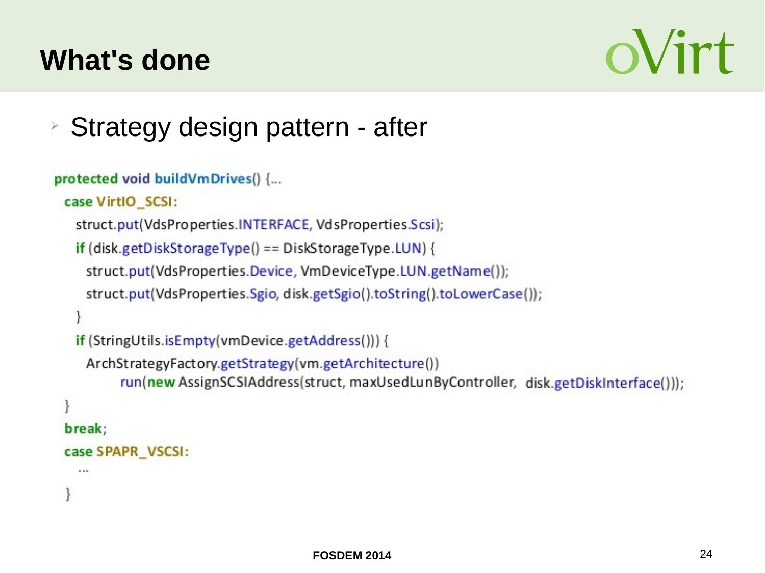# What's done

- Strategy design pattern - after

```
protected void buildVmDrives() {...
  case VirtIO_SCSI:
    struct.put(VdsProperties.INTERFACE, VdsProperties.Scsi);
    if (disk.getDiskStorageType() == DiskStorageType.LUN) {
      struct.put(VdsProperties.Device, VmDeviceType.LUN.getName());
      struct.put(VdsProperties.Sgio, disk.getSgio().toString().toLowerCase());
    }
    if (StringUtils.isEmpty(vmDevice.getAddress())) {
      ArchStrategyFactory.getStrategy(vm.getArchitecture())
          run(new AssignSCSIAddress(struct, maxUsedLunByController, disk.getDiskInterface()));
  }
  break;
  case SPAPR_VSCSI:
    ...
  }
```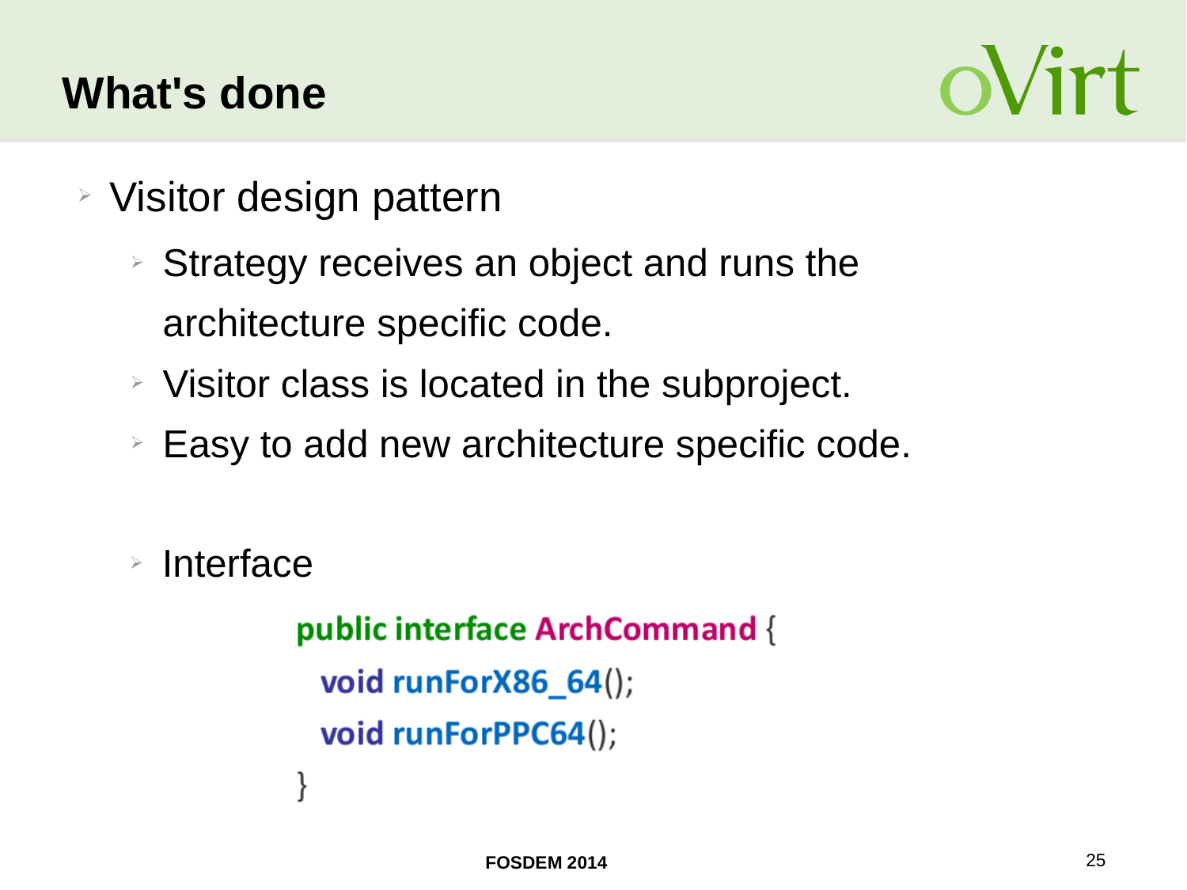# What's done

- Visitor design pattern
  - Strategy receives an object and runs the architecture specific code.
  - Visitor class is located in the subproject.
  - Easy to add new architecture specific code.

  - Interface

```
public interface ArchCommand {
  void runForX86_64();
  void runForPPC64();
}
```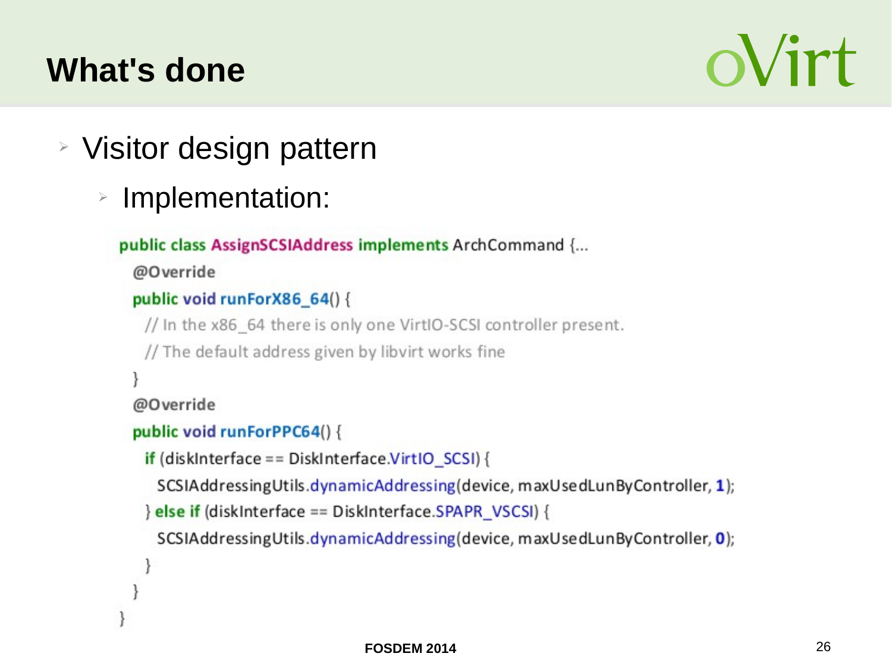# What's done

- Visitor design pattern
  - Implementation:

```java
public class AssignSCSIAddress implements ArchCommand {...
  @Override
  public void runForX86_64() {
    // In the x86_64 there is only one VirtIO-SCSI controller present.
    // The default address given by libvirt works fine
  }
  @Override
  public void runForPPC64() {
    if (diskInterface == DiskInterface.VirtIO_SCSI) {
      SCSIAddressingUtils.dynamicAddressing(device, maxUsedLunByController, 1);
    } else if (diskInterface == DiskInterface.SPAPR_VSCSI) {
      SCSIAddressingUtils.dynamicAddressing(device, maxUsedLunByController, 0);
    }
  }
}
```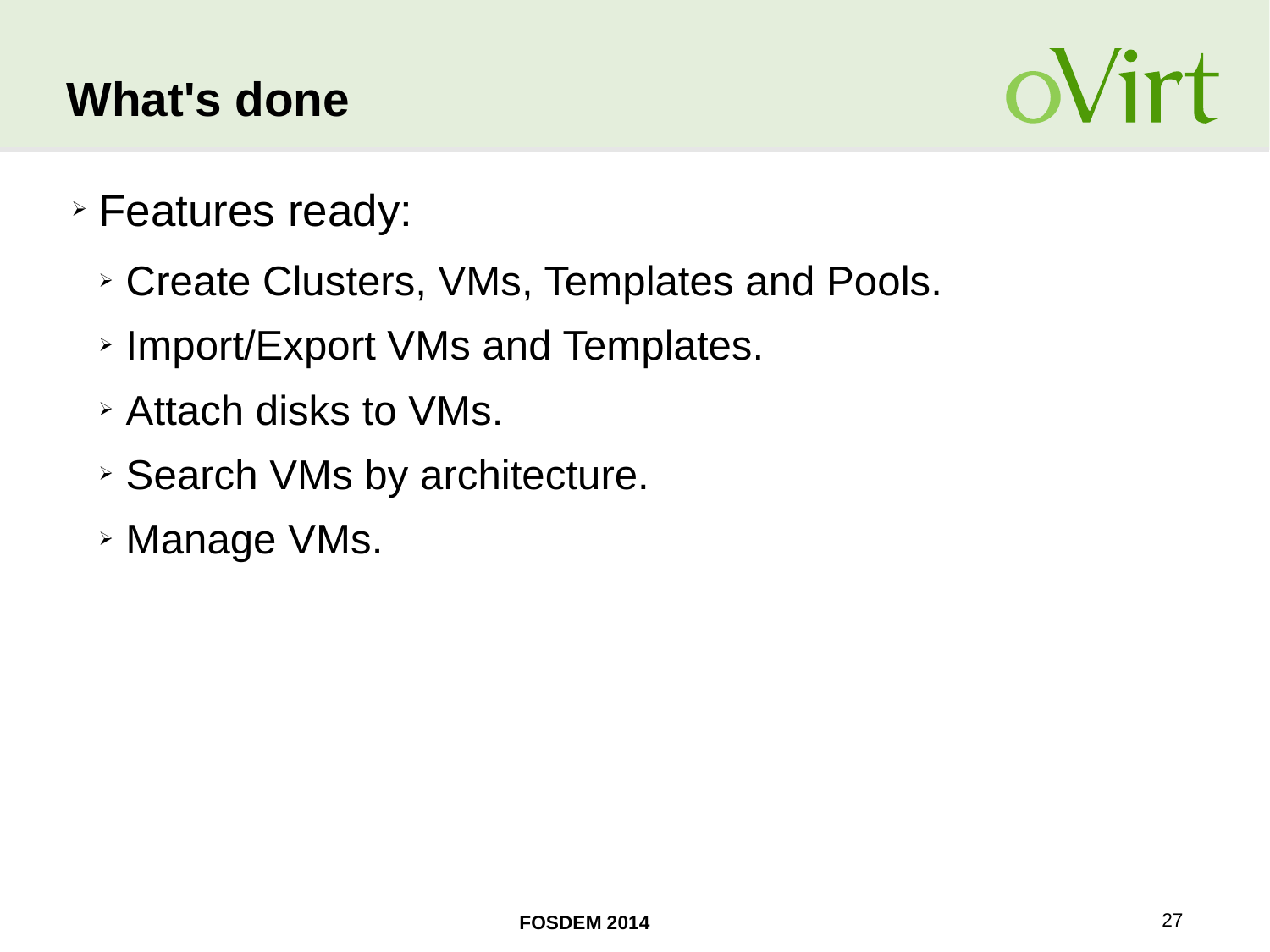# What's done

- Features ready:
  - Create Clusters, VMs, Templates and Pools.
  - Import/Export VMs and Templates.
  - Attach disks to VMs.
  - Search VMs by architecture.
  - Manage VMs.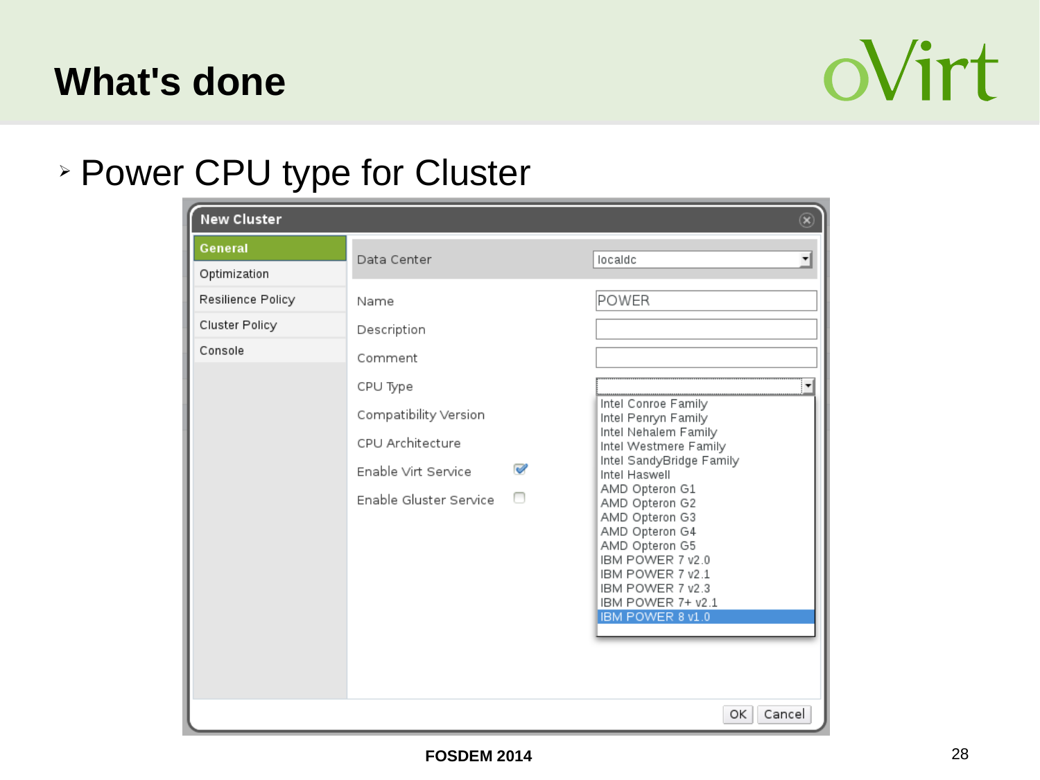# What's done

- Power CPU type for Cluster

**New Cluster**

- General
- Optimization
- Resilience Policy
- Cluster Policy
- Console

| | |
|---|---|
| Data Center | localdc |
| Name | POWER |
| Description | |
| Comment | |
| CPU Type | |
| Compatibility Version | |
| CPU Architecture | |
| Enable Virt Service | ☑ |
| Enable Gluster Service | ☐ |

CPU Type options:

- Intel Conroe Family
- Intel Penryn Family
- Intel Nehalem Family
- Intel Westmere Family
- Intel SandyBridge Family
- Intel Haswell
- AMD Opteron G1
- AMD Opteron G2
- AMD Opteron G3
- AMD Opteron G4
- AMD Opteron G5
- IBM POWER 7 v2.0
- IBM POWER 7 v2.1
- IBM POWER 7 v2.3
- IBM POWER 7+ v2.1
- IBM POWER 8 v1.0

OK | Cancel

FOSDEM 2014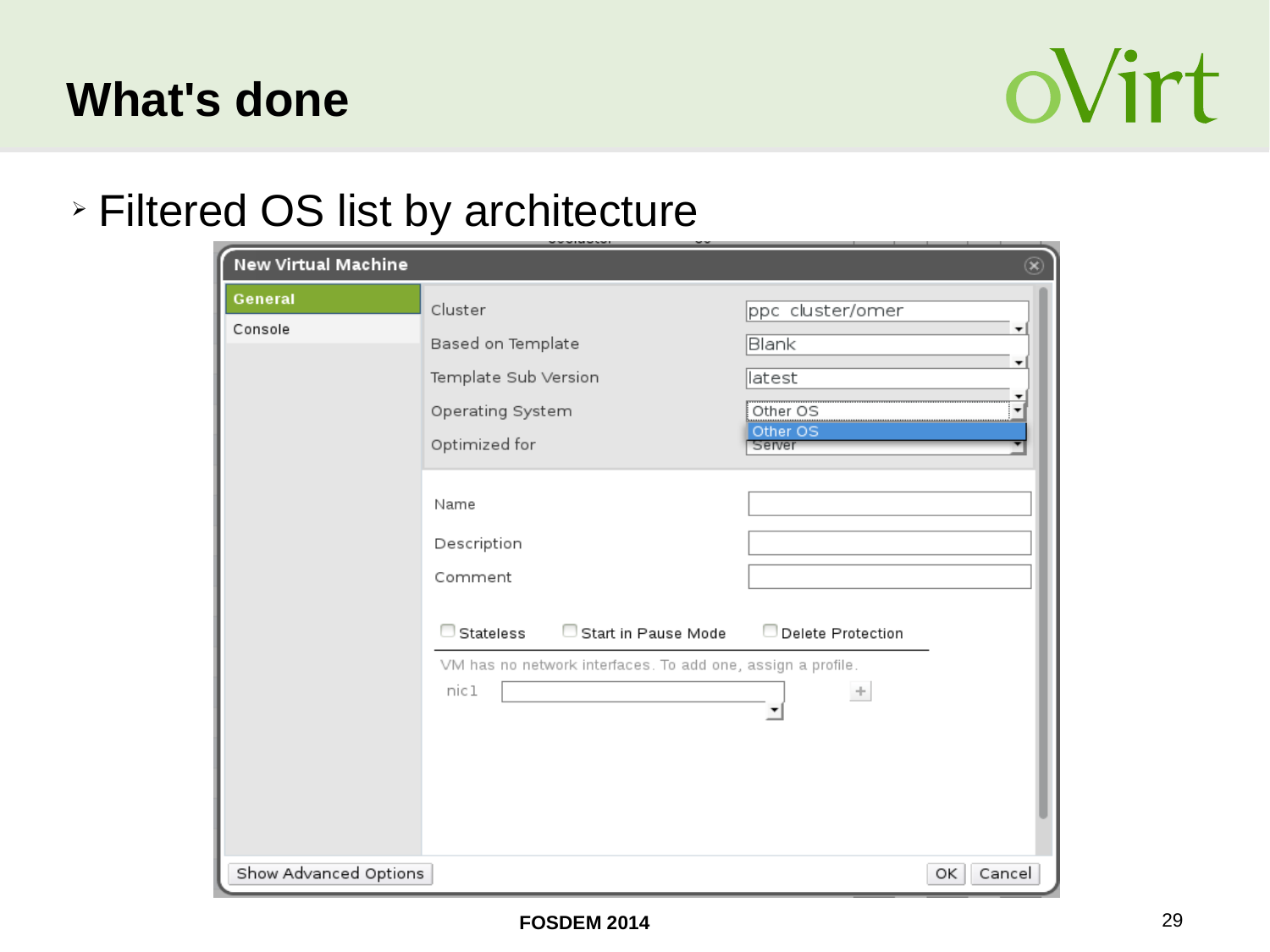# What's done

- Filtered OS list by architecture

New Virtual Machine

General

Console

Cluster: ppc cluster/omer

Based on Template: Blank

Template Sub Version: latest

Operating System: Other OS

Optimized for: Server

Name

Description

Comment

Stateless | Start in Pause Mode | Delete Protection

VM has no network interfaces. To add one, assign a profile.

nic1

Show Advanced Options | OK | Cancel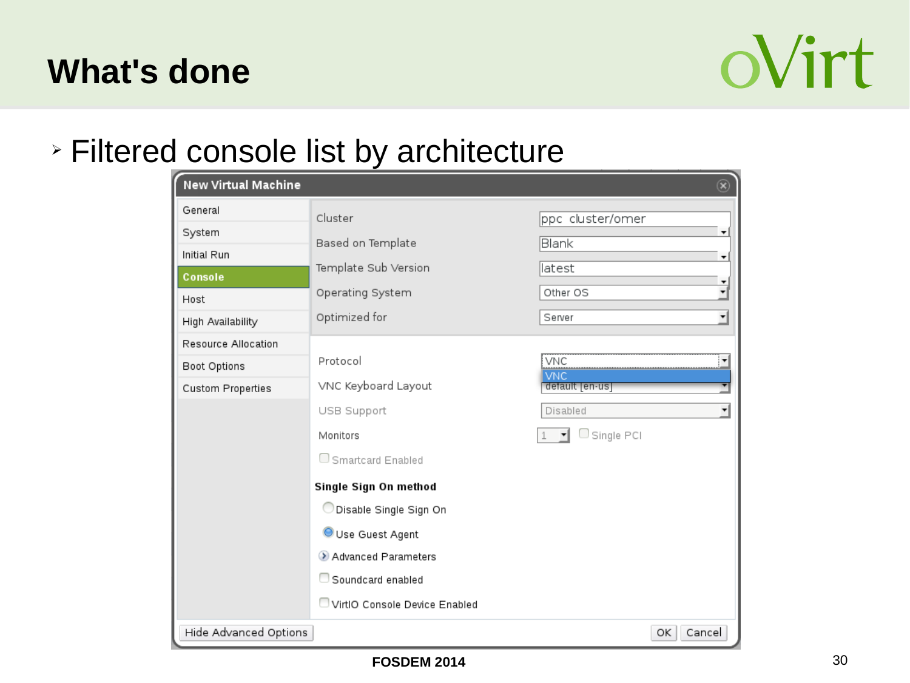# What's done

- Filtered console list by architecture

**New Virtual Machine**

- General
- System
- Initial Run
- **Console**
- Host
- High Availability
- Resource Allocation
- Boot Options
- Custom Properties

| | |
|---|---|
| Cluster | ppc cluster/omer |
| Based on Template | Blank |
| Template Sub Version | latest |
| Operating System | Other OS |
| Optimized for | Server |

| | |
|---|---|
| Protocol | VNC |
| VNC Keyboard Layout | default [en-us] |
| USB Support | Disabled |
| Monitors | 1 ☐ Single PCI |

☐ Smartcard Enabled

**Single Sign On method**

- ◯ Disable Single Sign On
- ◉ Use Guest Agent

Advanced Parameters

☐ Soundcard enabled

☐ VirtIO Console Device Enabled

Hide Advanced Options | OK | Cancel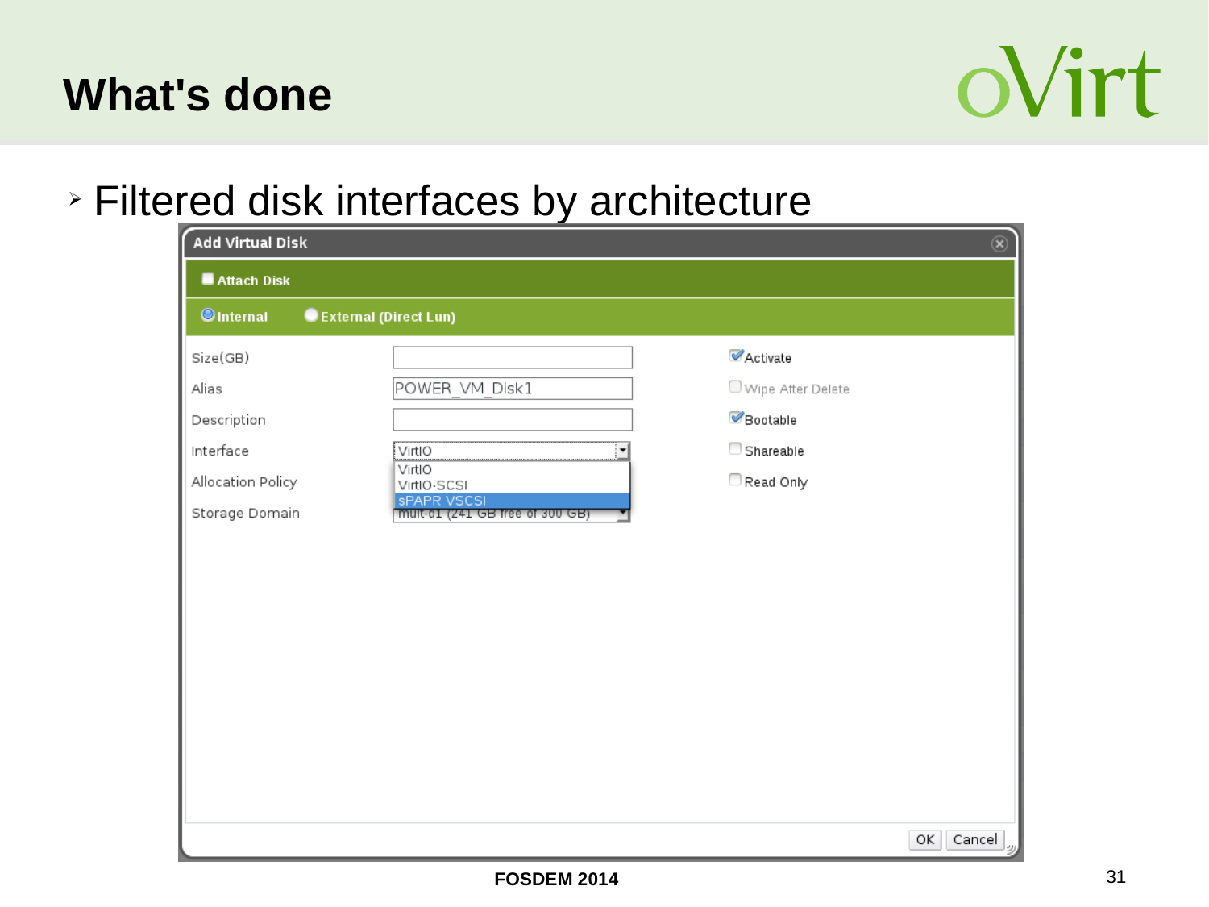# What's done

- Filtered disk interfaces by architecture

**Add Virtual Disk**

☐ Attach Disk

◉ Internal ○ External (Direct Lun)

| | | |
|---|---|---|
| Size(GB) | | ☑ Activate |
| Alias | POWER_VM_Disk1 | ☐ Wipe After Delete |
| Description | | ☑ Bootable |
| Interface | VirtIO | ☐ Shareable |
| Allocation Policy | | ☐ Read Only |
| Storage Domain | mult-d1 (241 GB free of 300 GB) | |

Interface options:
- VirtIO
- VirtIO-SCSI
- sPAPR VSCSI

OK Cancel

FOSDEM 2014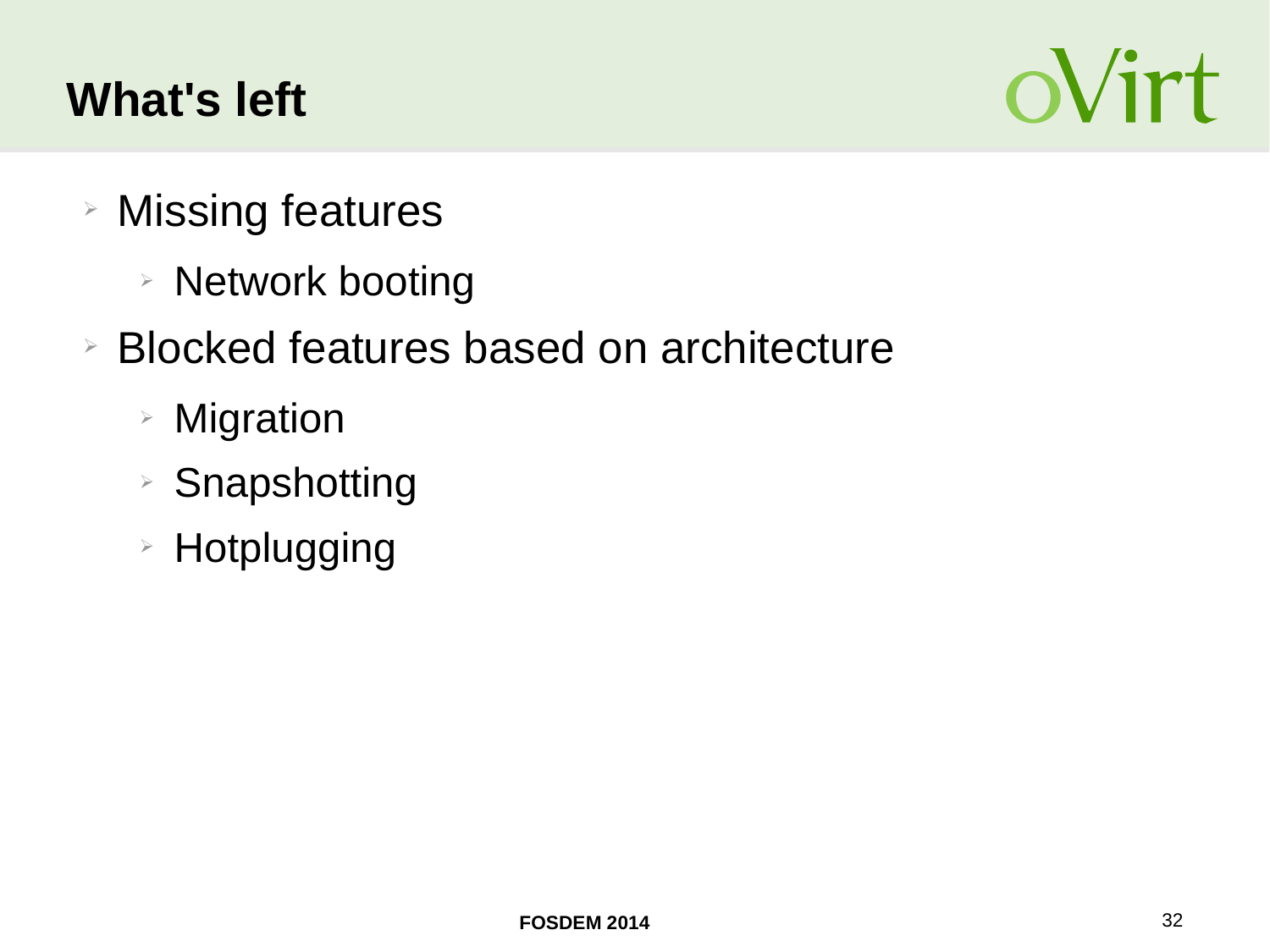# What's left

- Missing features
  - Network booting
- Blocked features based on architecture
  - Migration
  - Snapshotting
  - Hotplugging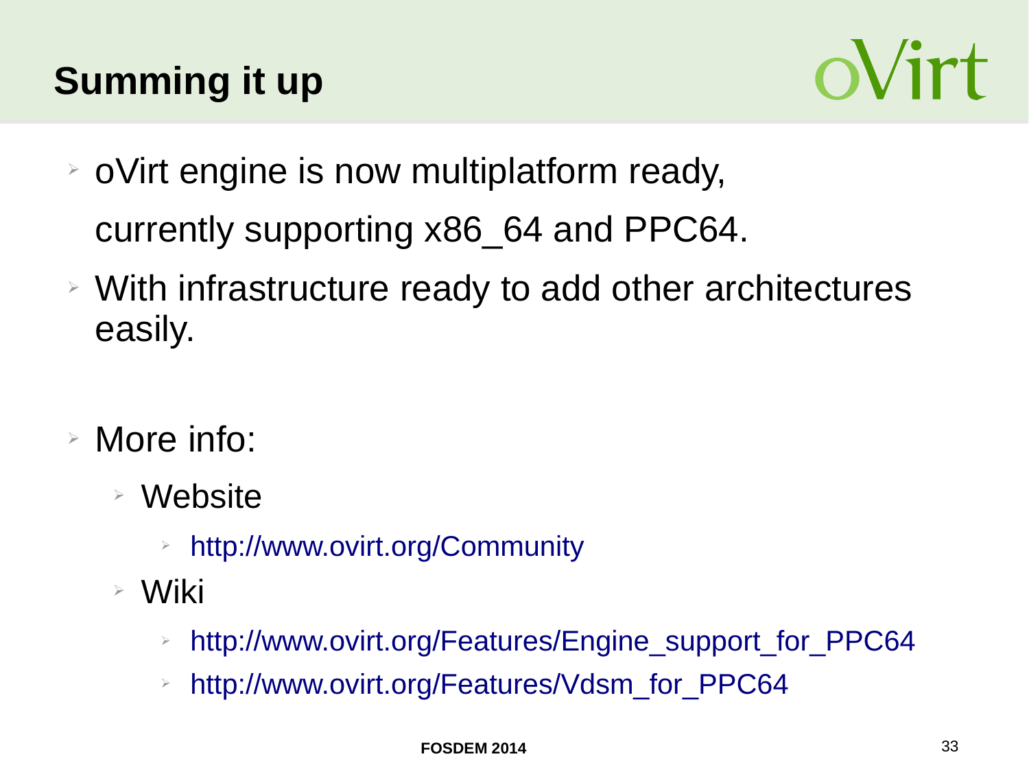# Summing it up

- oVirt engine is now multiplatform ready,

  currently supporting x86_64 and PPC64.
- With infrastructure ready to add other architectures easily.

- More info:
  - Website
    - http://www.ovirt.org/Community
  - Wiki
    - http://www.ovirt.org/Features/Engine_support_for_PPC64
    - http://www.ovirt.org/Features/Vdsm_for_PPC64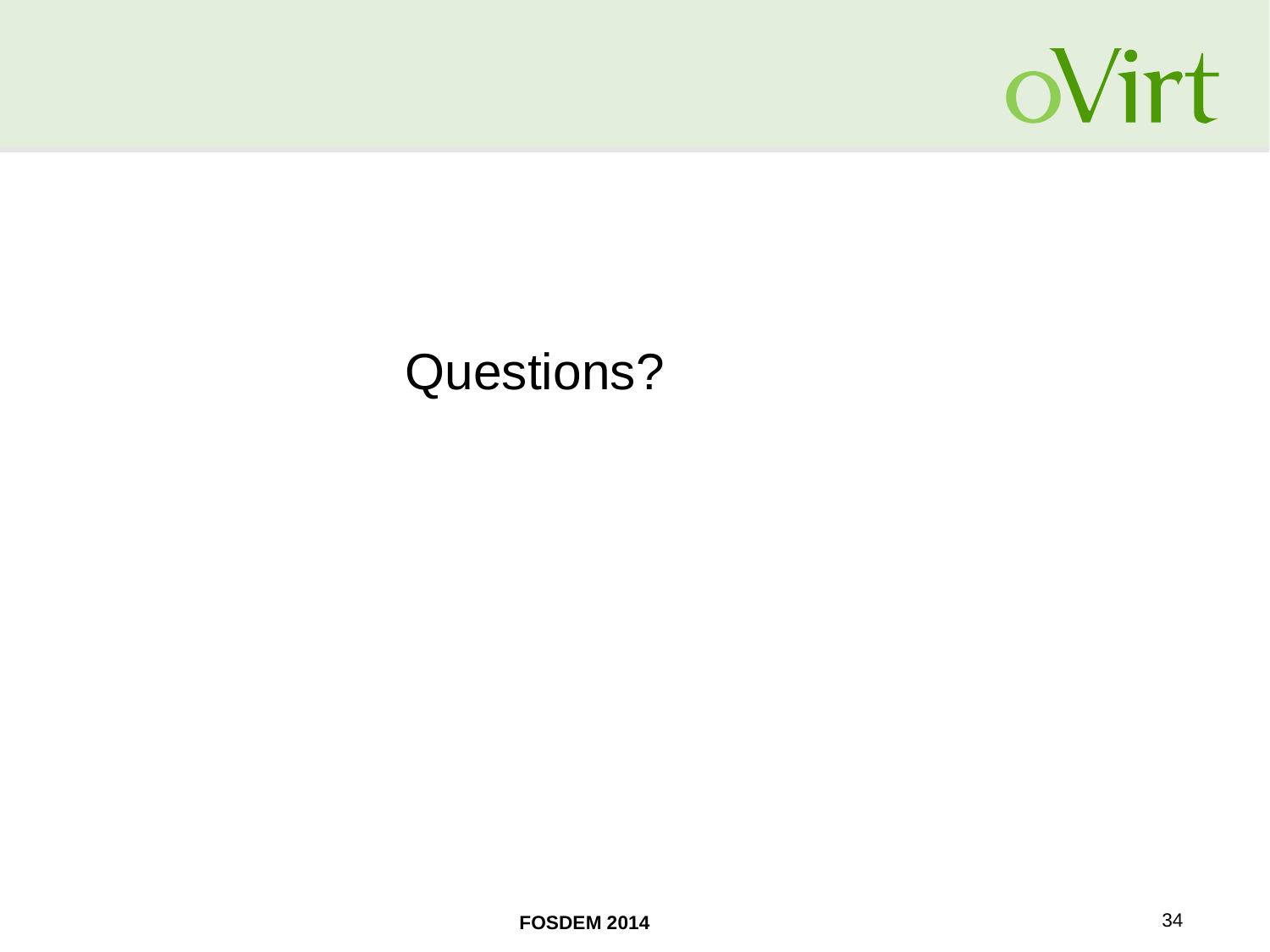Questions?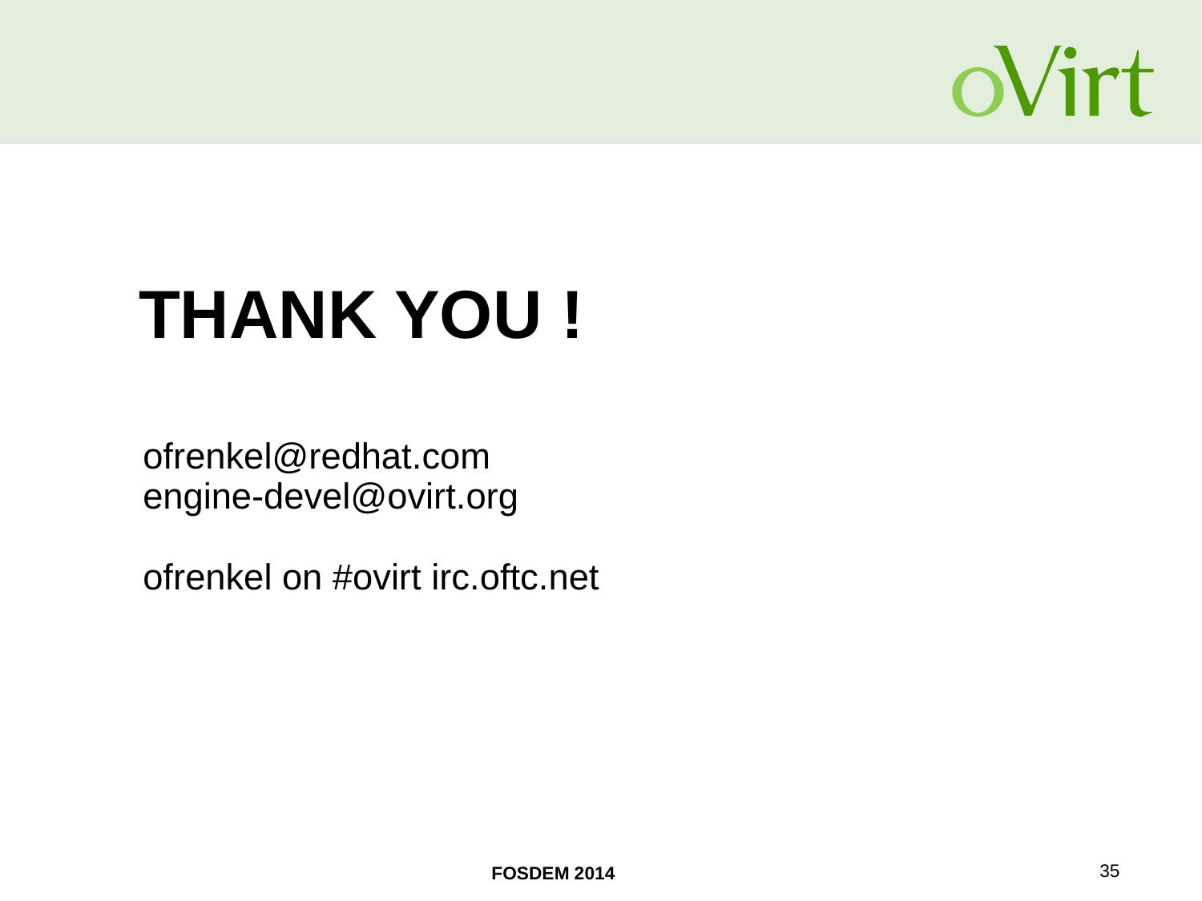# THANK YOU !

ofrenkel@redhat.com
engine-devel@ovirt.org

ofrenkel on #ovirt irc.oftc.net